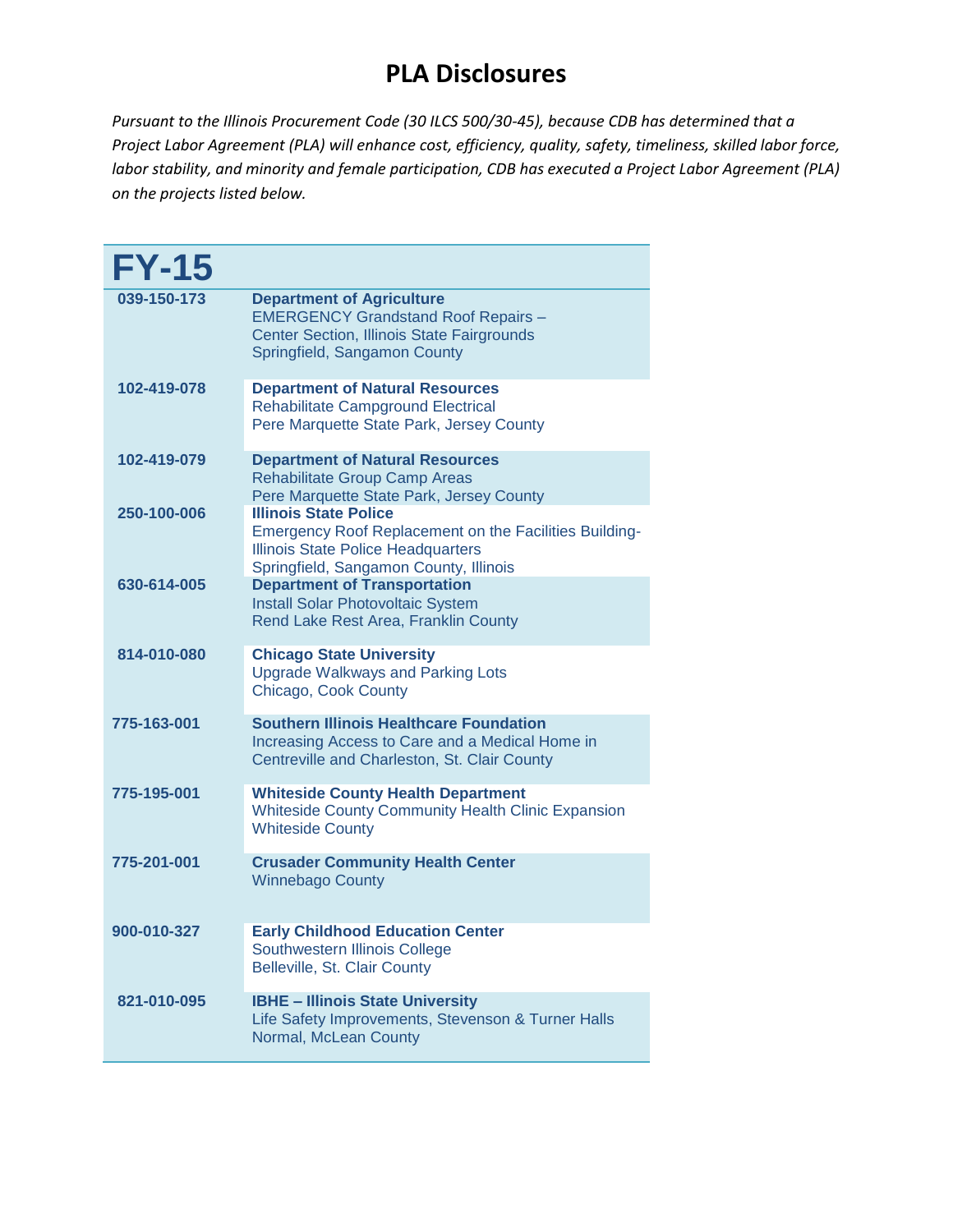# PLA Disclosures

*Pursuant to the Illinois Procurement Code (30 ILCS 500/30-45), because CDB has determined that a Project Labor Agreement (PLA) will enhance cost, efficiency, quality, safety, timeliness, skilled labor force, labor stability, and minority and female participation, CDB has executed a Project Labor Agreement (PLA) on the projects listed below.*

| FY-15 | |
|---|---|
| **039-150-173** | **Department of Agriculture**<br>EMERGENCY Grandstand Roof Repairs – Center Section, Illinois State Fairgrounds<br>Springfield, Sangamon County |
| **102-419-078** | **Department of Natural Resources**<br>Rehabilitate Campground Electrical<br>Pere Marquette State Park, Jersey County |
| **102-419-079** | **Department of Natural Resources**<br>Rehabilitate Group Camp Areas<br>Pere Marquette State Park, Jersey County |
| **250-100-006** | **Illinois State Police**<br>Emergency Roof Replacement on the Facilities Building-Illinois State Police Headquarters<br>Springfield, Sangamon County, Illinois |
| **630-614-005** | **Department of Transportation**<br>Install Solar Photovoltaic System<br>Rend Lake Rest Area, Franklin County |
| **814-010-080** | **Chicago State University**<br>Upgrade Walkways and Parking Lots<br>Chicago, Cook County |
| **775-163-001** | **Southern Illinois Healthcare Foundation**<br>Increasing Access to Care and a Medical Home in Centreville and Charleston, St. Clair County |
| **775-195-001** | **Whiteside County Health Department**<br>Whiteside County Community Health Clinic Expansion<br>Whiteside County |
| **775-201-001** | **Crusader Community Health Center**<br>Winnebago County |
| **900-010-327** | **Early Childhood Education Center**<br>Southwestern Illinois College<br>Belleville, St. Clair County |
| **821-010-095** | **IBHE – Illinois State University**<br>Life Safety Improvements, Stevenson & Turner Halls<br>Normal, McLean County |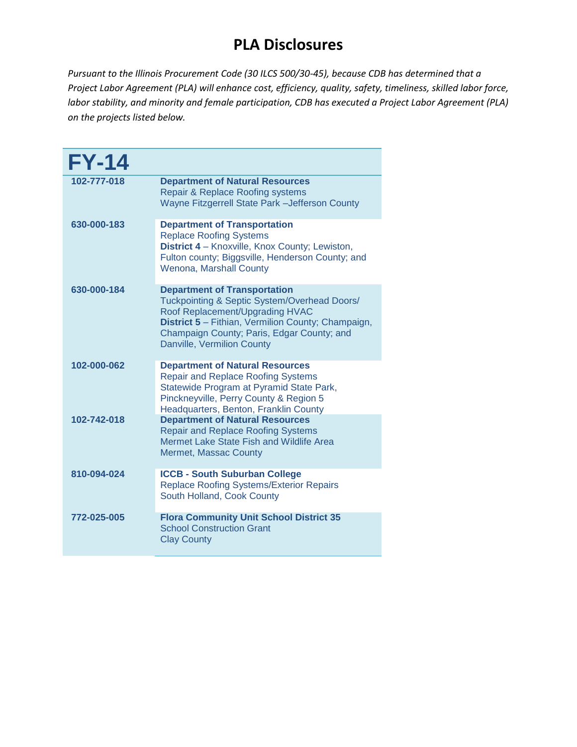# PLA Disclosures

*Pursuant to the Illinois Procurement Code (30 ILCS 500/30-45), because CDB has determined that a Project Labor Agreement (PLA) will enhance cost, efficiency, quality, safety, timeliness, skilled labor force, labor stability, and minority and female participation, CDB has executed a Project Labor Agreement (PLA) on the projects listed below.*

## FY-14

| Project No. | Description |
|---|---|
| **102-777-018** | **Department of Natural Resources**<br>Repair & Replace Roofing systems<br>Wayne Fitzgerrell State Park –Jefferson County |
| **630-000-183** | **Department of Transportation**<br>Replace Roofing Systems<br>**District 4** – Knoxville, Knox County; Lewiston, Fulton county; Biggsville, Henderson County; and Wenona, Marshall County |
| **630-000-184** | **Department of Transportation**<br>Tuckpointing & Septic System/Overhead Doors/ Roof Replacement/Upgrading HVAC<br>**District 5** – Fithian, Vermilion County; Champaign, Champaign County; Paris, Edgar County; and Danville, Vermilion County |
| **102-000-062** | **Department of Natural Resources**<br>Repair and Replace Roofing Systems<br>Statewide Program at Pyramid State Park, Pinckneyville, Perry County & Region 5 Headquarters, Benton, Franklin County |
| **102-742-018** | **Department of Natural Resources**<br>Repair and Replace Roofing Systems<br>Mermet Lake State Fish and Wildlife Area<br>Mermet, Massac County |
| **810-094-024** | **ICCB - South Suburban College**<br>Replace Roofing Systems/Exterior Repairs<br>South Holland, Cook County |
| **772-025-005** | **Flora Community Unit School District 35**<br>School Construction Grant<br>Clay County |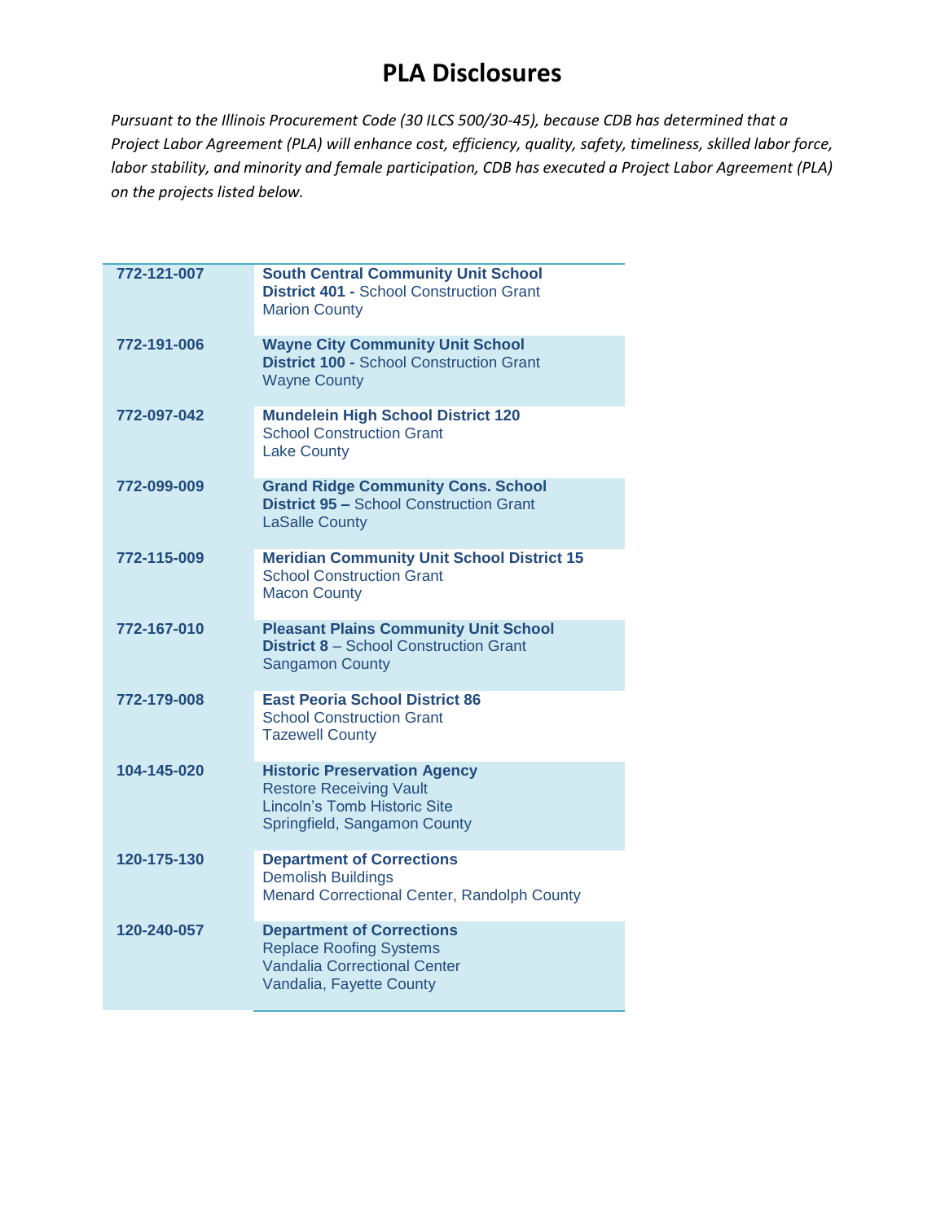# PLA Disclosures

*Pursuant to the Illinois Procurement Code (30 ILCS 500/30-45), because CDB has determined that a Project Labor Agreement (PLA) will enhance cost, efficiency, quality, safety, timeliness, skilled labor force, labor stability, and minority and female participation, CDB has executed a Project Labor Agreement (PLA) on the projects listed below.*

| Project No. | Project |
|---|---|
| **772-121-007** | **South Central Community Unit School District 401 -** School Construction Grant<br>Marion County |
| **772-191-006** | **Wayne City Community Unit School District 100 -** School Construction Grant<br>Wayne County |
| **772-097-042** | **Mundelein High School District 120**<br>School Construction Grant<br>Lake County |
| **772-099-009** | **Grand Ridge Community Cons. School District 95 –** School Construction Grant<br>LaSalle County |
| **772-115-009** | **Meridian Community Unit School District 15**<br>School Construction Grant<br>Macon County |
| **772-167-010** | **Pleasant Plains Community Unit School District 8** – School Construction Grant<br>Sangamon County |
| **772-179-008** | **East Peoria School District 86**<br>School Construction Grant<br>Tazewell County |
| **104-145-020** | **Historic Preservation Agency**<br>Restore Receiving Vault<br>Lincoln's Tomb Historic Site<br>Springfield, Sangamon County |
| **120-175-130** | **Department of Corrections**<br>Demolish Buildings<br>Menard Correctional Center, Randolph County |
| **120-240-057** | **Department of Corrections**<br>Replace Roofing Systems<br>Vandalia Correctional Center<br>Vandalia, Fayette County |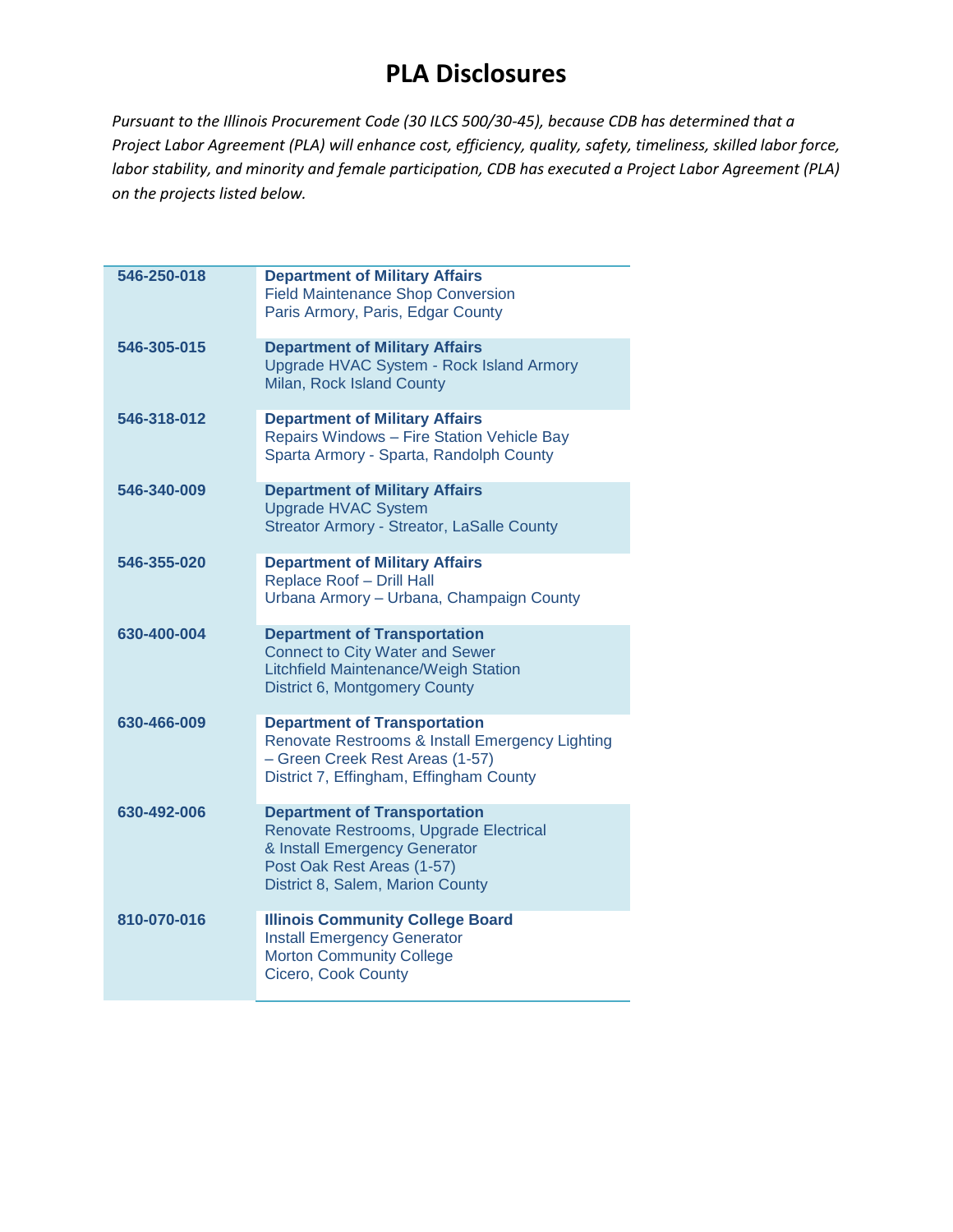# PLA Disclosures

*Pursuant to the Illinois Procurement Code (30 ILCS 500/30-45), because CDB has determined that a Project Labor Agreement (PLA) will enhance cost, efficiency, quality, safety, timeliness, skilled labor force, labor stability, and minority and female participation, CDB has executed a Project Labor Agreement (PLA) on the projects listed below.*

| | |
|---|---|
| **546-250-018** | **Department of Military Affairs**<br>Field Maintenance Shop Conversion<br>Paris Armory, Paris, Edgar County |
| **546-305-015** | **Department of Military Affairs**<br>Upgrade HVAC System - Rock Island Armory<br>Milan, Rock Island County |
| **546-318-012** | **Department of Military Affairs**<br>Repairs Windows – Fire Station Vehicle Bay<br>Sparta Armory - Sparta, Randolph County |
| **546-340-009** | **Department of Military Affairs**<br>Upgrade HVAC System<br>Streator Armory - Streator, LaSalle County |
| **546-355-020** | **Department of Military Affairs**<br>Replace Roof – Drill Hall<br>Urbana Armory – Urbana, Champaign County |
| **630-400-004** | **Department of Transportation**<br>Connect to City Water and Sewer<br>Litchfield Maintenance/Weigh Station<br>District 6, Montgomery County |
| **630-466-009** | **Department of Transportation**<br>Renovate Restrooms & Install Emergency Lighting – Green Creek Rest Areas (1-57)<br>District 7, Effingham, Effingham County |
| **630-492-006** | **Department of Transportation**<br>Renovate Restrooms, Upgrade Electrical & Install Emergency Generator<br>Post Oak Rest Areas (1-57)<br>District 8, Salem, Marion County |
| **810-070-016** | **Illinois Community College Board**<br>Install Emergency Generator<br>Morton Community College<br>Cicero, Cook County |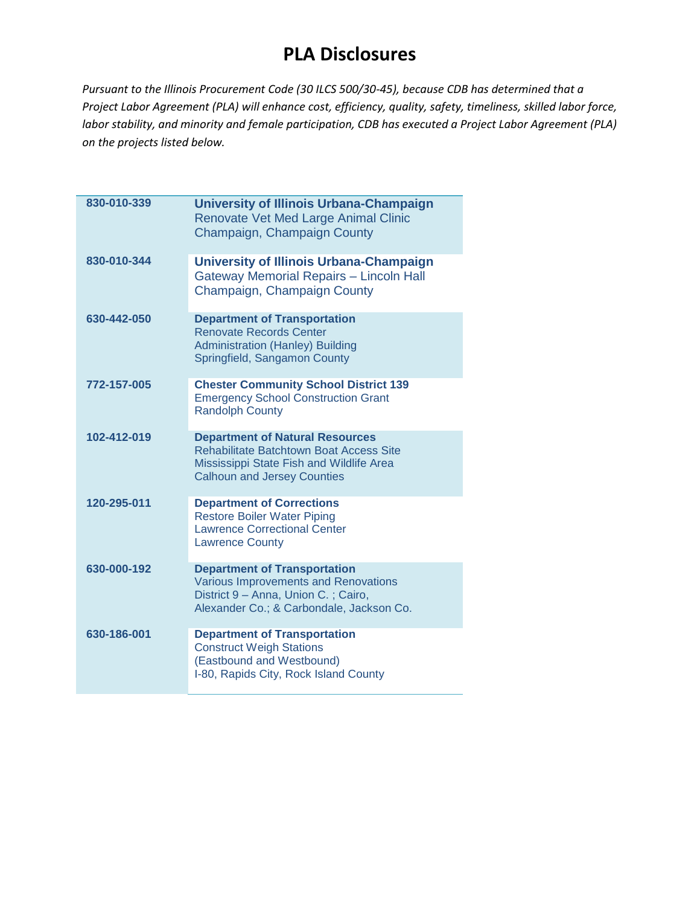# PLA Disclosures

*Pursuant to the Illinois Procurement Code (30 ILCS 500/30-45), because CDB has determined that a Project Labor Agreement (PLA) will enhance cost, efficiency, quality, safety, timeliness, skilled labor force, labor stability, and minority and female participation, CDB has executed a Project Labor Agreement (PLA) on the projects listed below.*

| | |
|---|---|
| **830-010-339** | **University of Illinois Urbana-Champaign**<br>Renovate Vet Med Large Animal Clinic<br>Champaign, Champaign County |
| **830-010-344** | **University of Illinois Urbana-Champaign**<br>Gateway Memorial Repairs – Lincoln Hall<br>Champaign, Champaign County |
| **630-442-050** | **Department of Transportation**<br>Renovate Records Center<br>Administration (Hanley) Building<br>Springfield, Sangamon County |
| **772-157-005** | **Chester Community School District 139**<br>Emergency School Construction Grant<br>Randolph County |
| **102-412-019** | **Department of Natural Resources**<br>Rehabilitate Batchtown Boat Access Site<br>Mississippi State Fish and Wildlife Area<br>Calhoun and Jersey Counties |
| **120-295-011** | **Department of Corrections**<br>Restore Boiler Water Piping<br>Lawrence Correctional Center<br>Lawrence County |
| **630-000-192** | **Department of Transportation**<br>Various Improvements and Renovations<br>District 9 – Anna, Union C. ; Cairo,<br>Alexander Co.; & Carbondale, Jackson Co. |
| **630-186-001** | **Department of Transportation**<br>Construct Weigh Stations<br>(Eastbound and Westbound)<br>I-80, Rapids City, Rock Island County |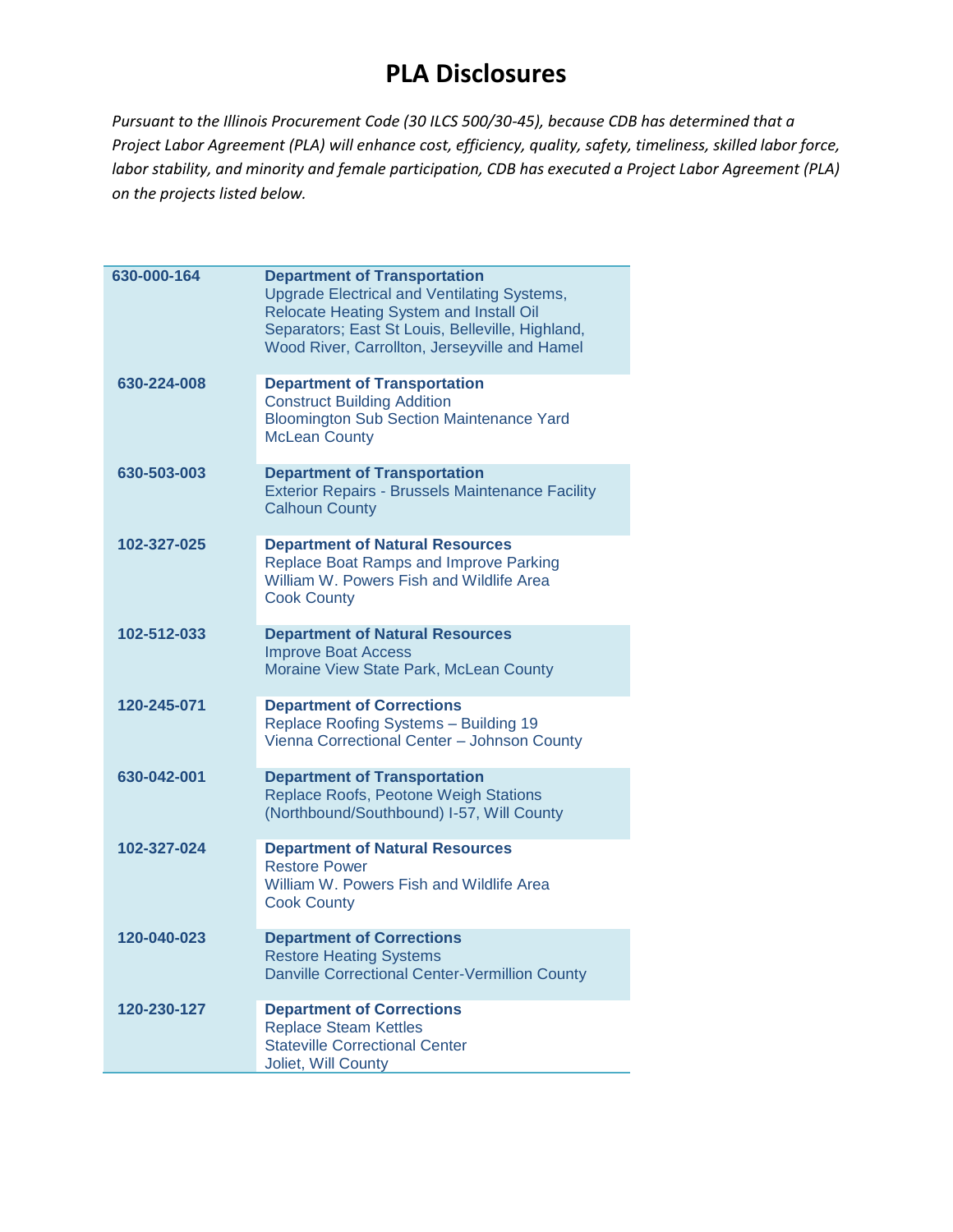# PLA Disclosures

*Pursuant to the Illinois Procurement Code (30 ILCS 500/30-45), because CDB has determined that a Project Labor Agreement (PLA) will enhance cost, efficiency, quality, safety, timeliness, skilled labor force, labor stability, and minority and female participation, CDB has executed a Project Labor Agreement (PLA) on the projects listed below.*

| | |
|---|---|
| **630-000-164** | **Department of Transportation**<br>Upgrade Electrical and Ventilating Systems, Relocate Heating System and Install Oil Separators; East St Louis, Belleville, Highland, Wood River, Carrollton, Jerseyville and Hamel |
| **630-224-008** | **Department of Transportation**<br>Construct Building Addition<br>Bloomington Sub Section Maintenance Yard<br>McLean County |
| **630-503-003** | **Department of Transportation**<br>Exterior Repairs - Brussels Maintenance Facility<br>Calhoun County |
| **102-327-025** | **Department of Natural Resources**<br>Replace Boat Ramps and Improve Parking<br>William W. Powers Fish and Wildlife Area<br>Cook County |
| **102-512-033** | **Department of Natural Resources**<br>Improve Boat Access<br>Moraine View State Park, McLean County |
| **120-245-071** | **Department of Corrections**<br>Replace Roofing Systems – Building 19<br>Vienna Correctional Center – Johnson County |
| **630-042-001** | **Department of Transportation**<br>Replace Roofs, Peotone Weigh Stations<br>(Northbound/Southbound) I-57, Will County |
| **102-327-024** | **Department of Natural Resources**<br>Restore Power<br>William W. Powers Fish and Wildlife Area<br>Cook County |
| **120-040-023** | **Department of Corrections**<br>Restore Heating Systems<br>Danville Correctional Center-Vermillion County |
| **120-230-127** | **Department of Corrections**<br>Replace Steam Kettles<br>Stateville Correctional Center<br>Joliet, Will County |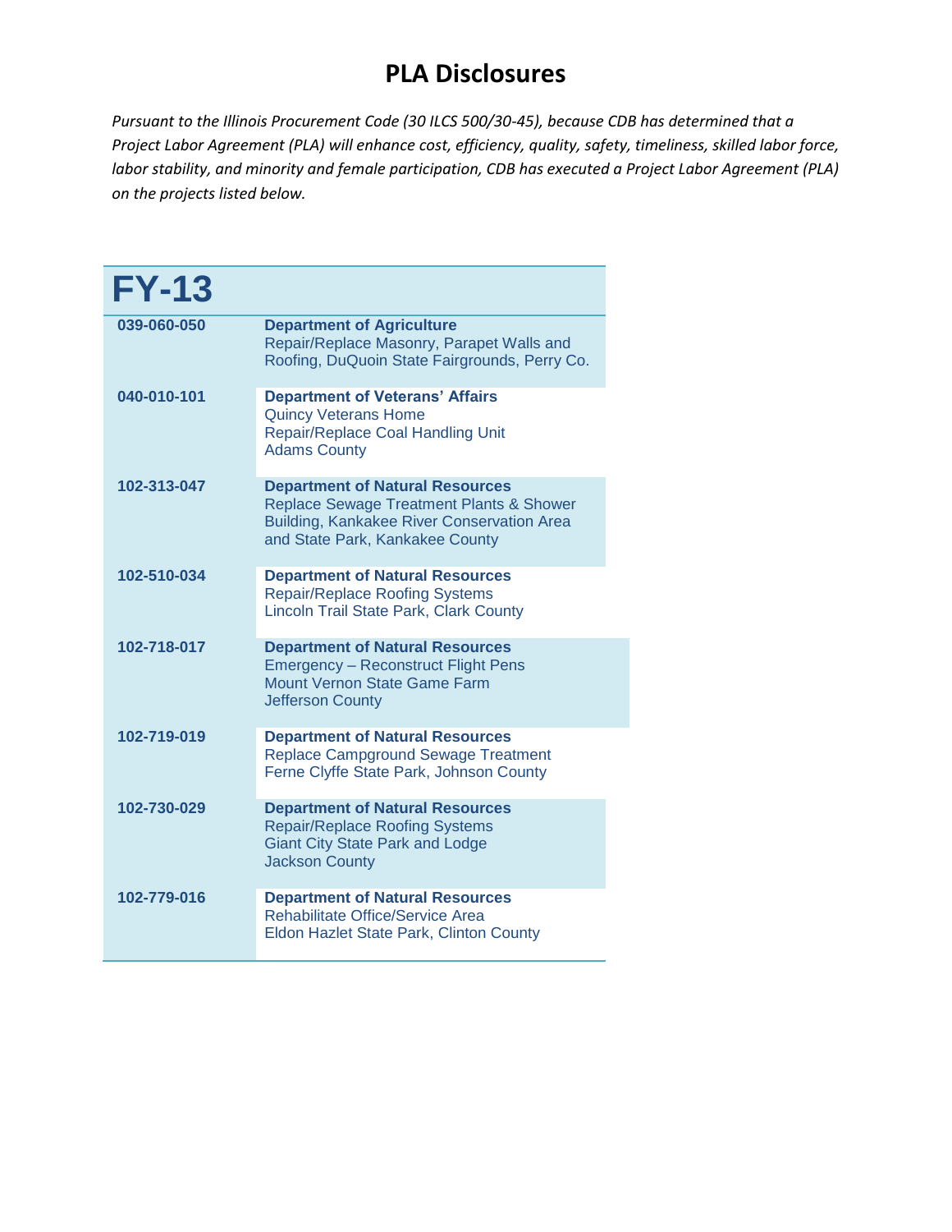# PLA Disclosures

*Pursuant to the Illinois Procurement Code (30 ILCS 500/30-45), because CDB has determined that a Project Labor Agreement (PLA) will enhance cost, efficiency, quality, safety, timeliness, skilled labor force, labor stability, and minority and female participation, CDB has executed a Project Labor Agreement (PLA) on the projects listed below.*

| FY-13 | |
|---|---|
| **039-060-050** | **Department of Agriculture**<br>Repair/Replace Masonry, Parapet Walls and Roofing, DuQuoin State Fairgrounds, Perry Co. |
| **040-010-101** | **Department of Veterans' Affairs**<br>Quincy Veterans Home<br>Repair/Replace Coal Handling Unit<br>Adams County |
| **102-313-047** | **Department of Natural Resources**<br>Replace Sewage Treatment Plants & Shower Building, Kankakee River Conservation Area and State Park, Kankakee County |
| **102-510-034** | **Department of Natural Resources**<br>Repair/Replace Roofing Systems<br>Lincoln Trail State Park, Clark County |
| **102-718-017** | **Department of Natural Resources**<br>Emergency – Reconstruct Flight Pens<br>Mount Vernon State Game Farm<br>Jefferson County |
| **102-719-019** | **Department of Natural Resources**<br>Replace Campground Sewage Treatment<br>Ferne Clyffe State Park, Johnson County |
| **102-730-029** | **Department of Natural Resources**<br>Repair/Replace Roofing Systems<br>Giant City State Park and Lodge<br>Jackson County |
| **102-779-016** | **Department of Natural Resources**<br>Rehabilitate Office/Service Area<br>Eldon Hazlet State Park, Clinton County |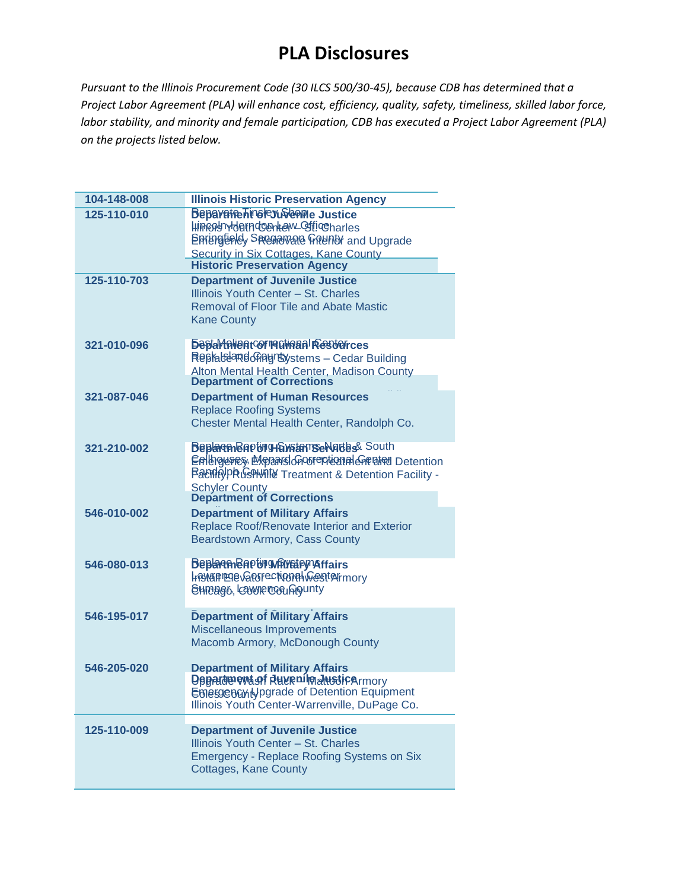# PLA Disclosures

*Pursuant to the Illinois Procurement Code (30 ILCS 500/30-45), because CDB has determined that a Project Labor Agreement (PLA) will enhance cost, efficiency, quality, safety, timeliness, skilled labor force, labor stability, and minority and female participation, CDB has executed a Project Labor Agreement (PLA) on the projects listed below.*

| Project No. | Project |
|---|---|
| 104-148-008 | **Illinois Historic Preservation Agency**<br>Renovate Tinsley Shop<br>Lincoln-Herndon Law Office<br>Springfield, Sangamon County |
| 125-110-010 | **Department of Juvenile Justice**<br>Illinois Youth Center – St. Charles<br>Emergency - Renovate Interior and Upgrade Security in Six Cottages, Kane County |
| | **Historic Preservation Agency** |
| 125-110-703 | **Department of Juvenile Justice**<br>Illinois Youth Center – St. Charles<br>Removal of Floor Tile and Abate Mastic<br>Kane County |
| 321-010-096 | **Department of Human Resources**<br>Replace Roofing Systems – Cedar Building<br>Alton Mental Health Center, Madison County |
| | **Department of Corrections**<br>East Moline Correctional Center<br>Rock Island County |
| 321-087-046 | **Department of Human Resources**<br>Replace Roofing Systems<br>Chester Mental Health Center, Randolph Co. |
| 321-210-002 | **Department of Human Services**<br>Emergency Expansion of Treatment and Detention Facility, Rushville Treatment & Detention Facility - Schyler County |
| | **Department of Corrections**<br>Replace Roofing Systems North & South Cellhouses, Menard Correctional Center<br>Randolph County |
| 546-010-002 | **Department of Military Affairs**<br>Replace Roof/Renovate Interior and Exterior<br>Beardstown Armory, Cass County |
| 546-080-013 | **Department of Military Affairs**<br>Install Elevator – Northwest Armory<br>Chicago, Cook County |
| | Replace Roofing Systems<br>Lawrence Correctional Center<br>Sumner, Lawrence County |
| 546-195-017 | **Department of Military Affairs**<br>Miscellaneous Improvements<br>Macomb Armory, McDonough County |
| 546-205-020 | **Department of Military Affairs**<br>Upgrade Wash Rack – Mattoon Armory<br>Coles County |
| | **Department of Juvenile Justice**<br>Emergency Upgrade of Detention Equipment<br>Illinois Youth Center-Warrenville, DuPage Co. |
| 125-110-009 | **Department of Juvenile Justice**<br>Illinois Youth Center – St. Charles<br>Emergency - Replace Roofing Systems on Six Cottages, Kane County |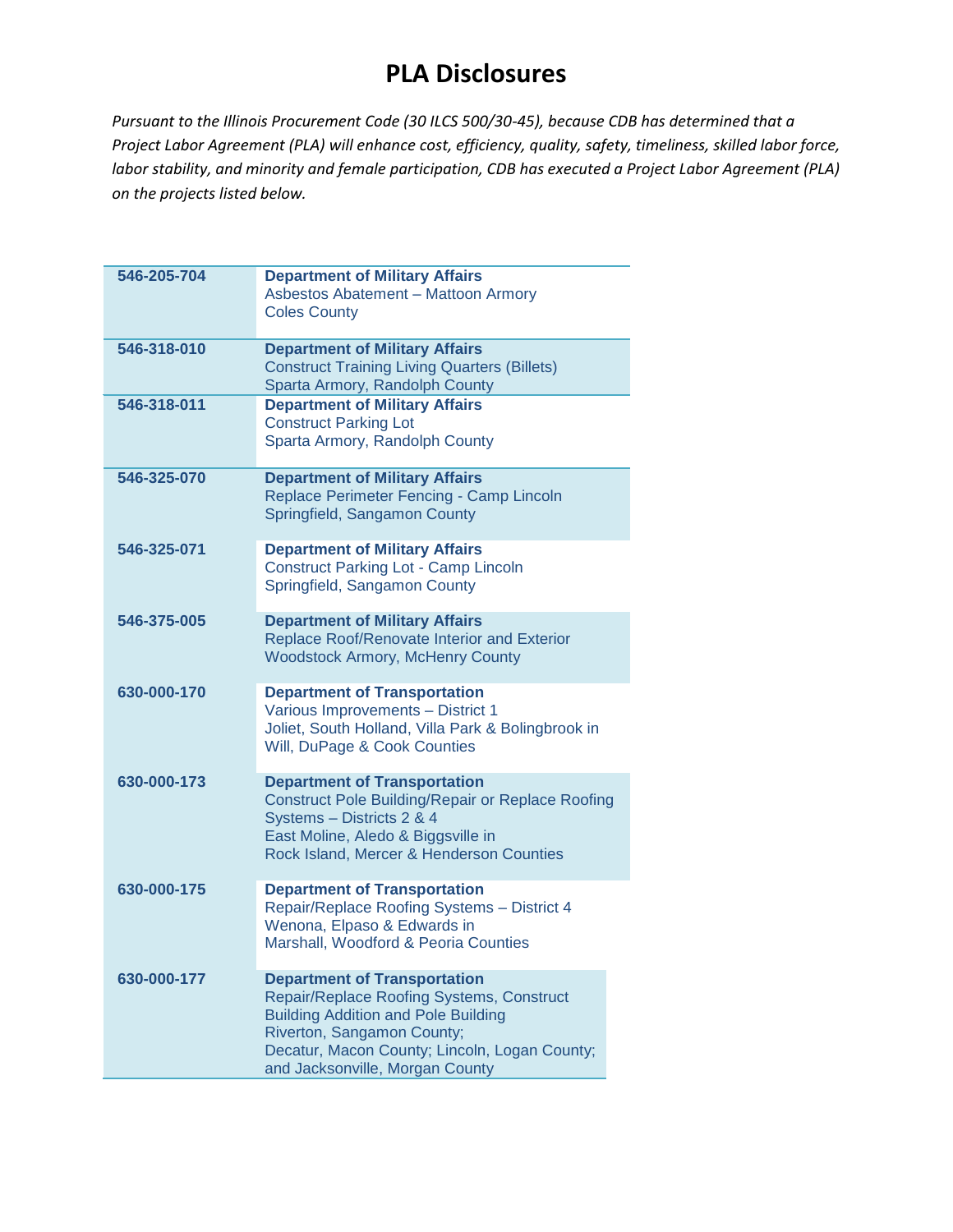# PLA Disclosures

*Pursuant to the Illinois Procurement Code (30 ILCS 500/30-45), because CDB has determined that a Project Labor Agreement (PLA) will enhance cost, efficiency, quality, safety, timeliness, skilled labor force, labor stability, and minority and female participation, CDB has executed a Project Labor Agreement (PLA) on the projects listed below.*

| Project No. | Description |
|---|---|
| **546-205-704** | **Department of Military Affairs**<br>Asbestos Abatement – Mattoon Armory<br>Coles County |
| **546-318-010** | **Department of Military Affairs**<br>Construct Training Living Quarters (Billets)<br>Sparta Armory, Randolph County |
| **546-318-011** | **Department of Military Affairs**<br>Construct Parking Lot<br>Sparta Armory, Randolph County |
| **546-325-070** | **Department of Military Affairs**<br>Replace Perimeter Fencing - Camp Lincoln<br>Springfield, Sangamon County |
| **546-325-071** | **Department of Military Affairs**<br>Construct Parking Lot - Camp Lincoln<br>Springfield, Sangamon County |
| **546-375-005** | **Department of Military Affairs**<br>Replace Roof/Renovate Interior and Exterior<br>Woodstock Armory, McHenry County |
| **630-000-170** | **Department of Transportation**<br>Various Improvements – District 1<br>Joliet, South Holland, Villa Park & Bolingbrook in<br>Will, DuPage & Cook Counties |
| **630-000-173** | **Department of Transportation**<br>Construct Pole Building/Repair or Replace Roofing Systems – Districts 2 & 4<br>East Moline, Aledo & Biggsville in<br>Rock Island, Mercer & Henderson Counties |
| **630-000-175** | **Department of Transportation**<br>Repair/Replace Roofing Systems – District 4<br>Wenona, Elpaso & Edwards in<br>Marshall, Woodford & Peoria Counties |
| **630-000-177** | **Department of Transportation**<br>Repair/Replace Roofing Systems, Construct Building Addition and Pole Building<br>Riverton, Sangamon County;<br>Decatur, Macon County; Lincoln, Logan County;<br>and Jacksonville, Morgan County |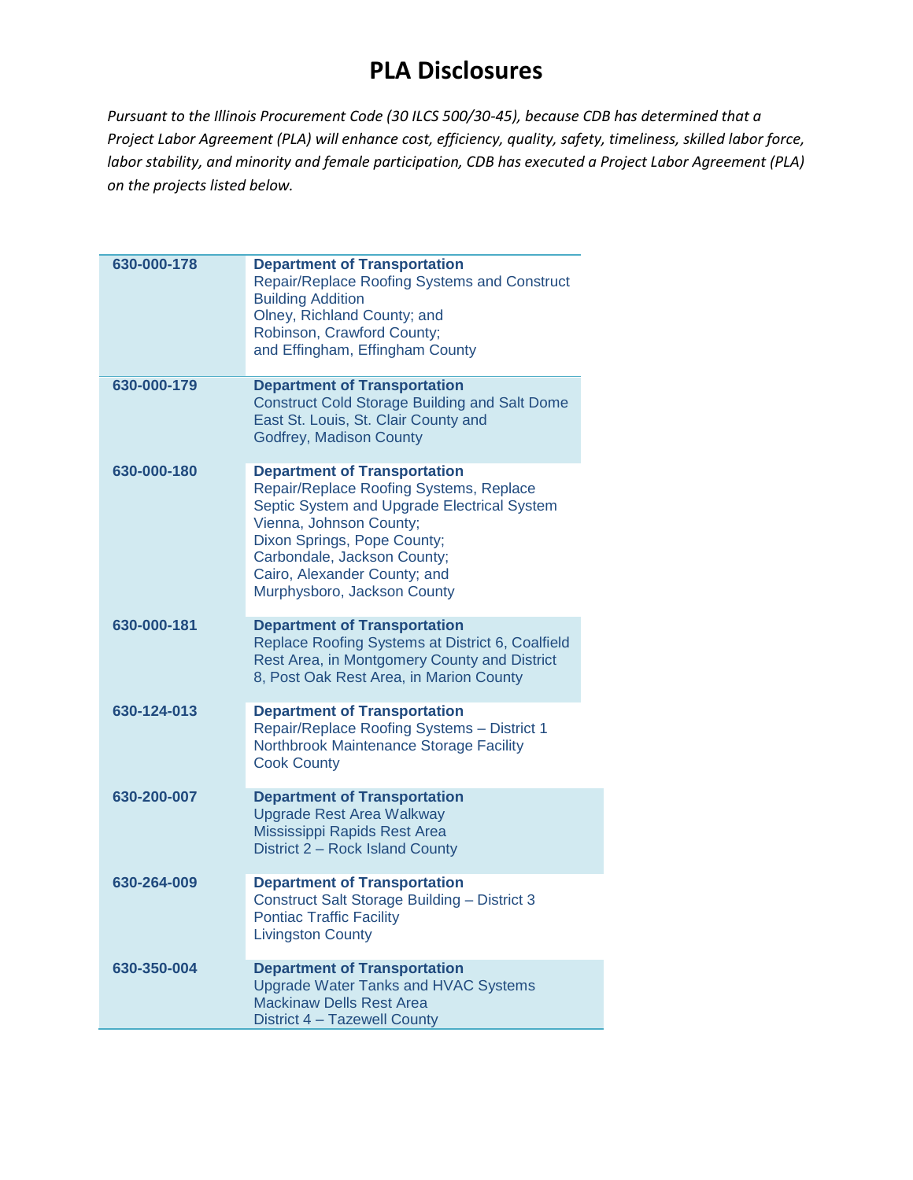# PLA Disclosures

*Pursuant to the Illinois Procurement Code (30 ILCS 500/30-45), because CDB has determined that a Project Labor Agreement (PLA) will enhance cost, efficiency, quality, safety, timeliness, skilled labor force, labor stability, and minority and female participation, CDB has executed a Project Labor Agreement (PLA) on the projects listed below.*

| | |
|---|---|
| **630-000-178** | **Department of Transportation**<br>Repair/Replace Roofing Systems and Construct Building Addition<br>Olney, Richland County; and<br>Robinson, Crawford County;<br>and Effingham, Effingham County |
| **630-000-179** | **Department of Transportation**<br>Construct Cold Storage Building and Salt Dome<br>East St. Louis, St. Clair County and<br>Godfrey, Madison County |
| **630-000-180** | **Department of Transportation**<br>Repair/Replace Roofing Systems, Replace Septic System and Upgrade Electrical System<br>Vienna, Johnson County;<br>Dixon Springs, Pope County;<br>Carbondale, Jackson County;<br>Cairo, Alexander County; and<br>Murphysboro, Jackson County |
| **630-000-181** | **Department of Transportation**<br>Replace Roofing Systems at District 6, Coalfield Rest Area, in Montgomery County and District 8, Post Oak Rest Area, in Marion County |
| **630-124-013** | **Department of Transportation**<br>Repair/Replace Roofing Systems – District 1<br>Northbrook Maintenance Storage Facility<br>Cook County |
| **630-200-007** | **Department of Transportation**<br>Upgrade Rest Area Walkway<br>Mississippi Rapids Rest Area<br>District 2 – Rock Island County |
| **630-264-009** | **Department of Transportation**<br>Construct Salt Storage Building – District 3<br>Pontiac Traffic Facility<br>Livingston County |
| **630-350-004** | **Department of Transportation**<br>Upgrade Water Tanks and HVAC Systems<br>Mackinaw Dells Rest Area<br>District 4 – Tazewell County |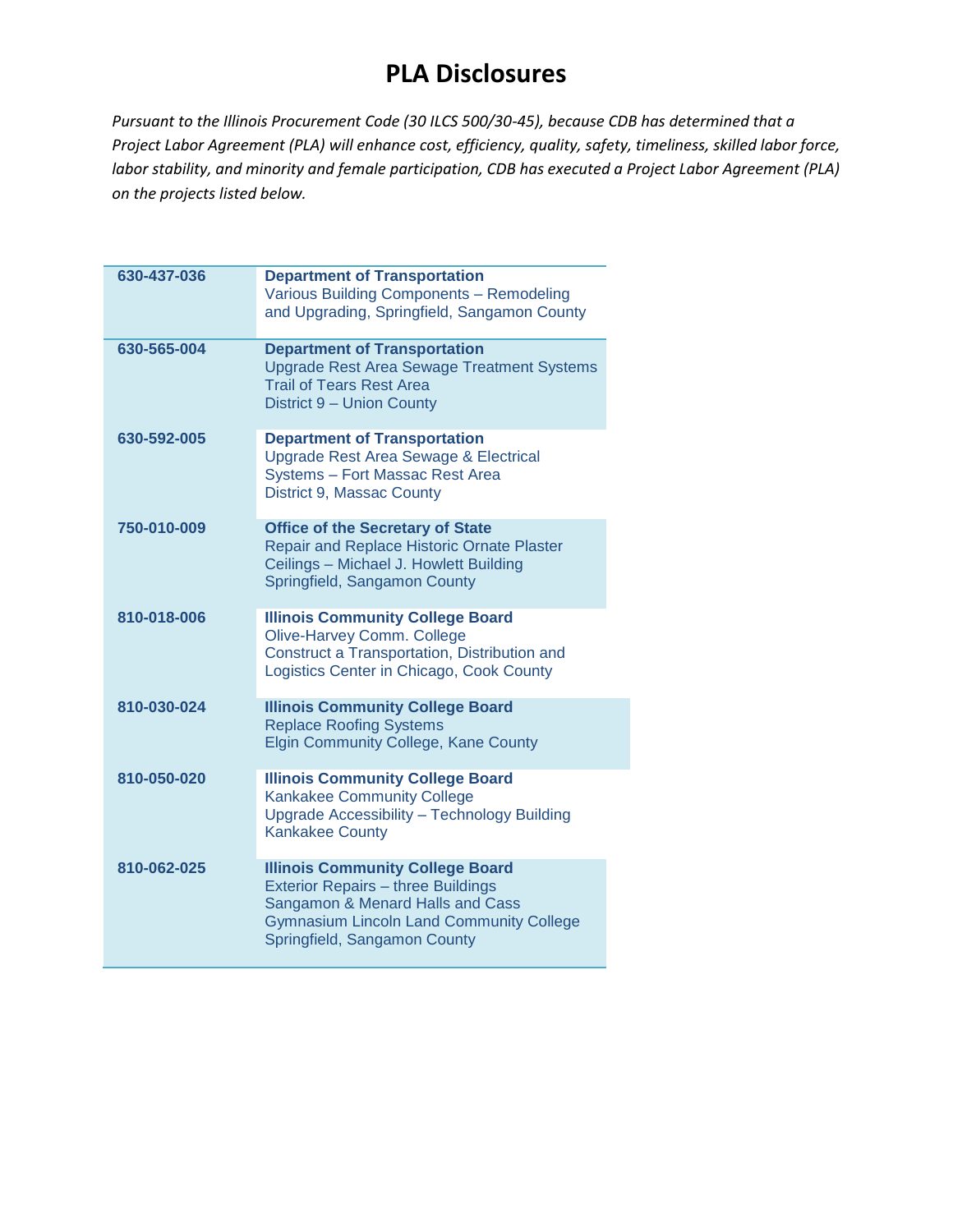# PLA Disclosures

*Pursuant to the Illinois Procurement Code (30 ILCS 500/30-45), because CDB has determined that a Project Labor Agreement (PLA) will enhance cost, efficiency, quality, safety, timeliness, skilled labor force, labor stability, and minority and female participation, CDB has executed a Project Labor Agreement (PLA) on the projects listed below.*

| | |
|---|---|
| **630-437-036** | **Department of Transportation**<br>Various Building Components – Remodeling and Upgrading, Springfield, Sangamon County |
| **630-565-004** | **Department of Transportation**<br>Upgrade Rest Area Sewage Treatment Systems<br>Trail of Tears Rest Area<br>District 9 – Union County |
| **630-592-005** | **Department of Transportation**<br>Upgrade Rest Area Sewage & Electrical Systems – Fort Massac Rest Area<br>District 9, Massac County |
| **750-010-009** | **Office of the Secretary of State**<br>Repair and Replace Historic Ornate Plaster Ceilings – Michael J. Howlett Building<br>Springfield, Sangamon County |
| **810-018-006** | **Illinois Community College Board**<br>Olive-Harvey Comm. College<br>Construct a Transportation, Distribution and Logistics Center in Chicago, Cook County |
| **810-030-024** | **Illinois Community College Board**<br>Replace Roofing Systems<br>Elgin Community College, Kane County |
| **810-050-020** | **Illinois Community College Board**<br>Kankakee Community College<br>Upgrade Accessibility – Technology Building<br>Kankakee County |
| **810-062-025** | **Illinois Community College Board**<br>Exterior Repairs – three Buildings<br>Sangamon & Menard Halls and Cass Gymnasium Lincoln Land Community College<br>Springfield, Sangamon County |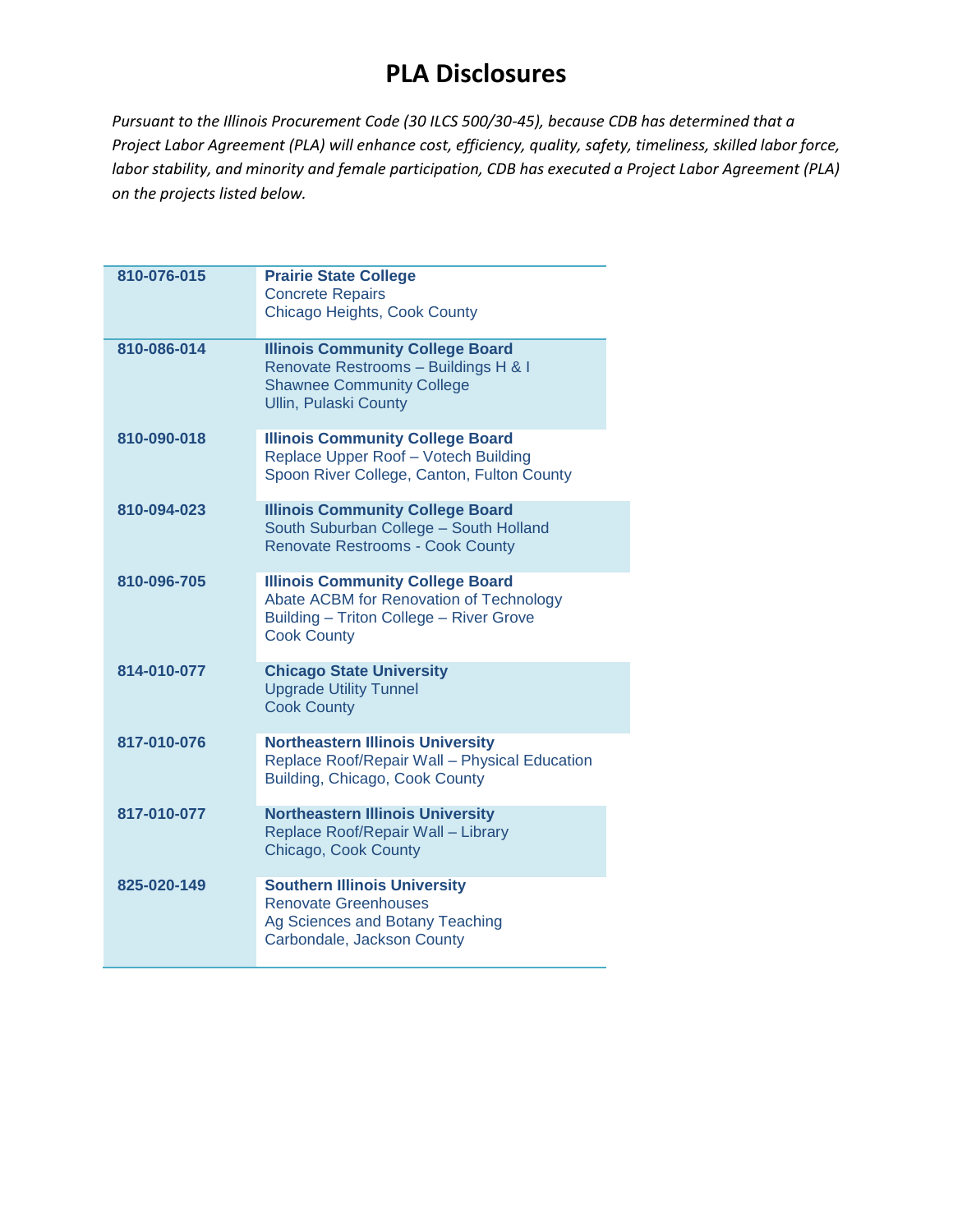# PLA Disclosures

*Pursuant to the Illinois Procurement Code (30 ILCS 500/30-45), because CDB has determined that a Project Labor Agreement (PLA) will enhance cost, efficiency, quality, safety, timeliness, skilled labor force, labor stability, and minority and female participation, CDB has executed a Project Labor Agreement (PLA) on the projects listed below.*

| | |
|---|---|
| **810-076-015** | **Prairie State College**<br>Concrete Repairs<br>Chicago Heights, Cook County |
| **810-086-014** | **Illinois Community College Board**<br>Renovate Restrooms – Buildings H & I<br>Shawnee Community College<br>Ullin, Pulaski County |
| **810-090-018** | **Illinois Community College Board**<br>Replace Upper Roof – Votech Building<br>Spoon River College, Canton, Fulton County |
| **810-094-023** | **Illinois Community College Board**<br>South Suburban College – South Holland<br>Renovate Restrooms - Cook County |
| **810-096-705** | **Illinois Community College Board**<br>Abate ACBM for Renovation of Technology Building – Triton College – River Grove<br>Cook County |
| **814-010-077** | **Chicago State University**<br>Upgrade Utility Tunnel<br>Cook County |
| **817-010-076** | **Northeastern Illinois University**<br>Replace Roof/Repair Wall – Physical Education Building, Chicago, Cook County |
| **817-010-077** | **Northeastern Illinois University**<br>Replace Roof/Repair Wall – Library<br>Chicago, Cook County |
| **825-020-149** | **Southern Illinois University**<br>Renovate Greenhouses<br>Ag Sciences and Botany Teaching<br>Carbondale, Jackson County |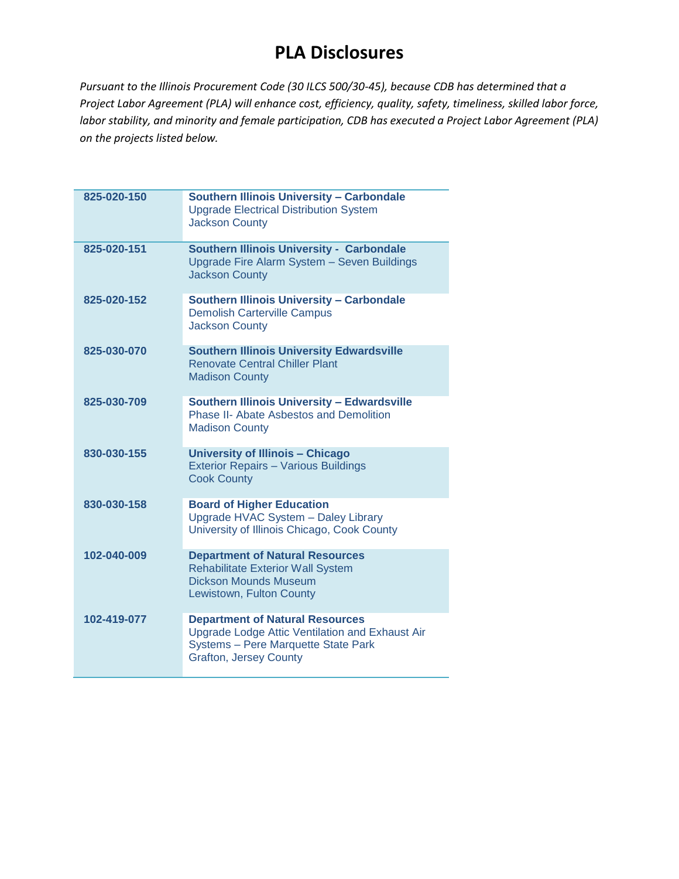# PLA Disclosures

*Pursuant to the Illinois Procurement Code (30 ILCS 500/30-45), because CDB has determined that a Project Labor Agreement (PLA) will enhance cost, efficiency, quality, safety, timeliness, skilled labor force, labor stability, and minority and female participation, CDB has executed a Project Labor Agreement (PLA) on the projects listed below.*

| | |
|---|---|
| **825-020-150** | **Southern Illinois University – Carbondale**<br>Upgrade Electrical Distribution System<br>Jackson County |
| **825-020-151** | **Southern Illinois University - Carbondale**<br>Upgrade Fire Alarm System – Seven Buildings<br>Jackson County |
| **825-020-152** | **Southern Illinois University – Carbondale**<br>Demolish Carterville Campus<br>Jackson County |
| **825-030-070** | **Southern Illinois University Edwardsville**<br>Renovate Central Chiller Plant<br>Madison County |
| **825-030-709** | **Southern Illinois University – Edwardsville**<br>Phase II- Abate Asbestos and Demolition<br>Madison County |
| **830-030-155** | **University of Illinois – Chicago**<br>Exterior Repairs – Various Buildings<br>Cook County |
| **830-030-158** | **Board of Higher Education**<br>Upgrade HVAC System – Daley Library<br>University of Illinois Chicago, Cook County |
| **102-040-009** | **Department of Natural Resources**<br>Rehabilitate Exterior Wall System<br>Dickson Mounds Museum<br>Lewistown, Fulton County |
| **102-419-077** | **Department of Natural Resources**<br>Upgrade Lodge Attic Ventilation and Exhaust Air Systems – Pere Marquette State Park<br>Grafton, Jersey County |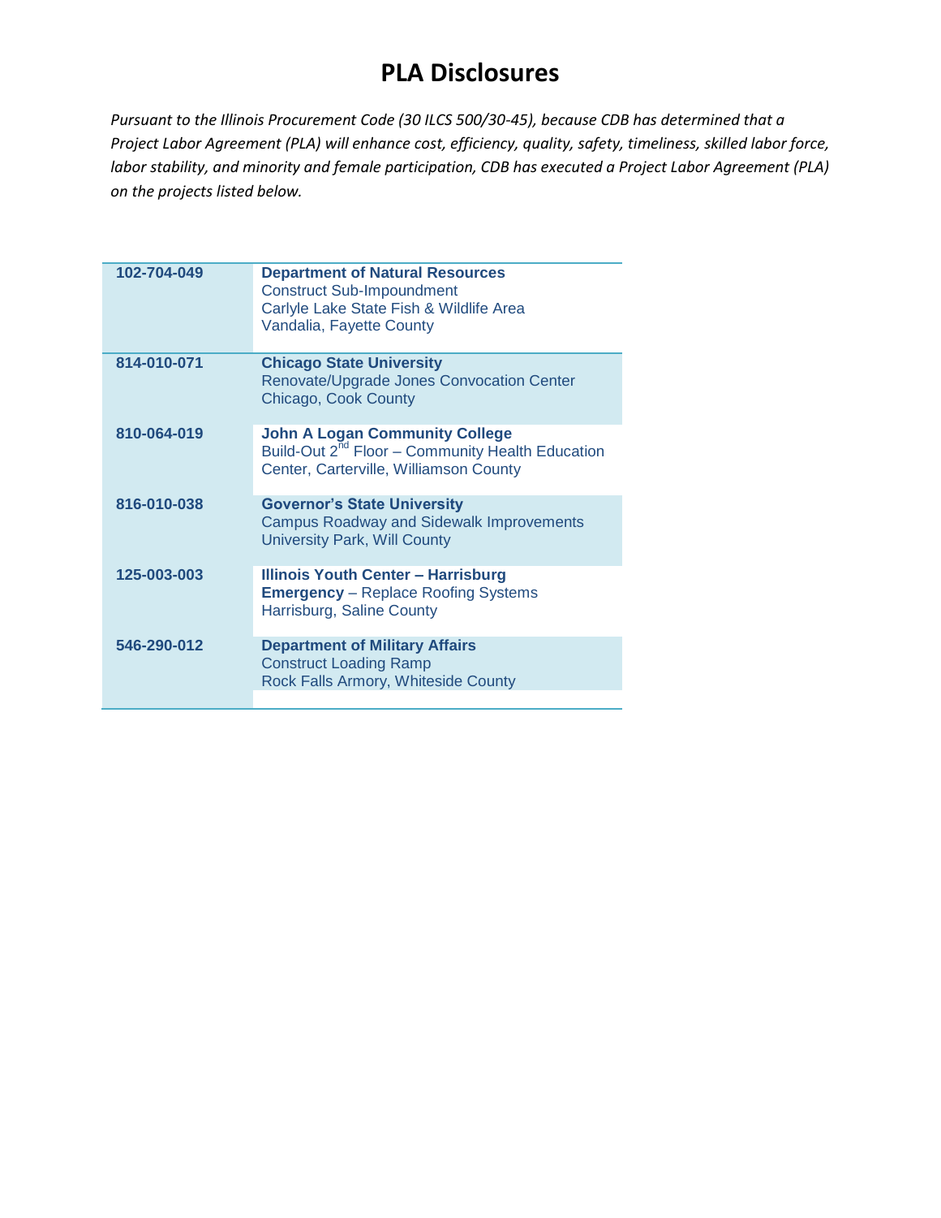# PLA Disclosures

*Pursuant to the Illinois Procurement Code (30 ILCS 500/30-45), because CDB has determined that a Project Labor Agreement (PLA) will enhance cost, efficiency, quality, safety, timeliness, skilled labor force, labor stability, and minority and female participation, CDB has executed a Project Labor Agreement (PLA) on the projects listed below.*

| | |
|---|---|
| **102-704-049** | **Department of Natural Resources**<br>Construct Sub-Impoundment<br>Carlyle Lake State Fish & Wildlife Area<br>Vandalia, Fayette County |
| **814-010-071** | **Chicago State University**<br>Renovate/Upgrade Jones Convocation Center<br>Chicago, Cook County |
| **810-064-019** | **John A Logan Community College**<br>Build-Out 2nd Floor – Community Health Education Center, Carterville, Williamson County |
| **816-010-038** | **Governor's State University**<br>Campus Roadway and Sidewalk Improvements<br>University Park, Will County |
| **125-003-003** | **Illinois Youth Center – Harrisburg**<br>**Emergency** – Replace Roofing Systems<br>Harrisburg, Saline County |
| **546-290-012** | **Department of Military Affairs**<br>Construct Loading Ramp<br>Rock Falls Armory, Whiteside County |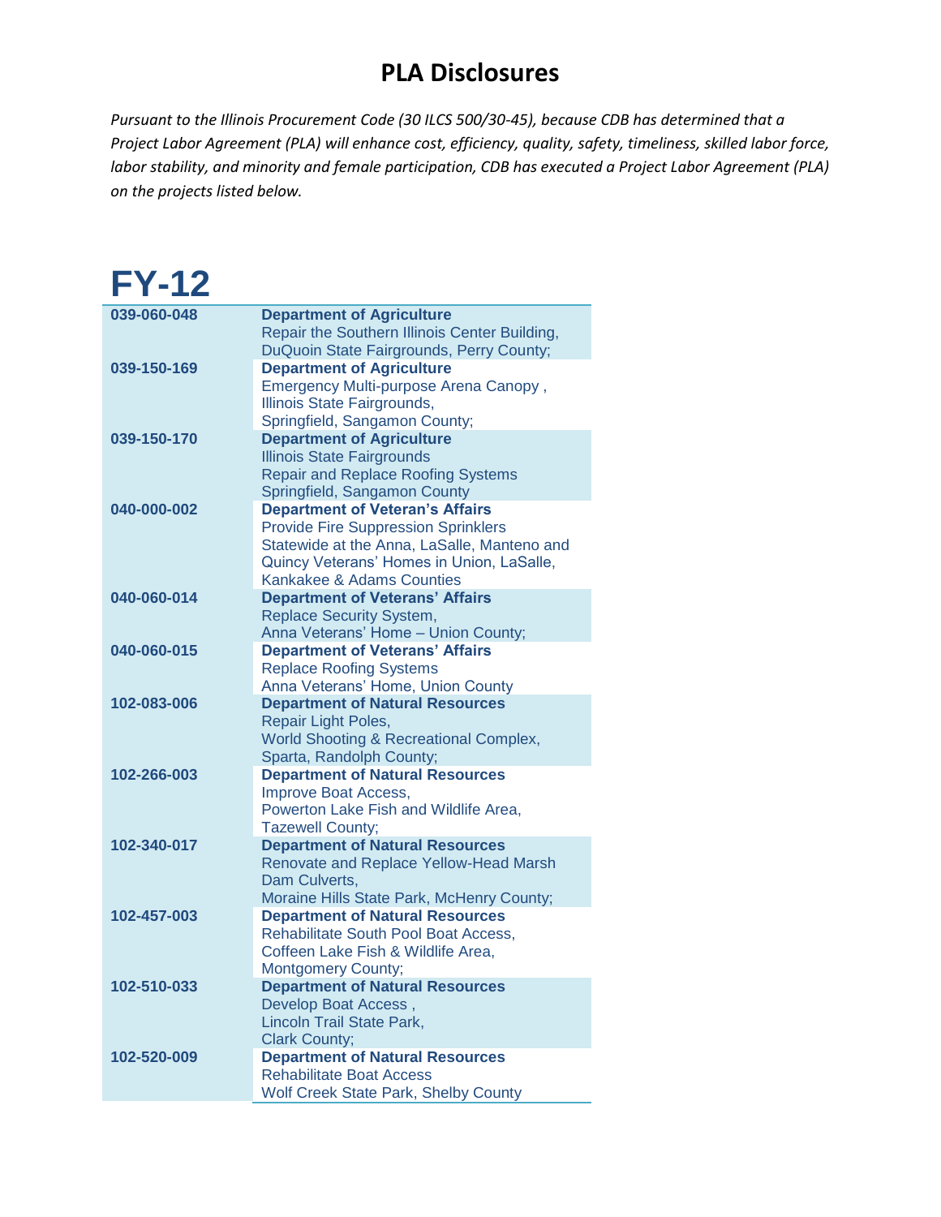# PLA Disclosures

*Pursuant to the Illinois Procurement Code (30 ILCS 500/30-45), because CDB has determined that a Project Labor Agreement (PLA) will enhance cost, efficiency, quality, safety, timeliness, skilled labor force, labor stability, and minority and female participation, CDB has executed a Project Labor Agreement (PLA) on the projects listed below.*

## FY-12

| | |
|---|---|
| **039-060-048** | **Department of Agriculture**<br>Repair the Southern Illinois Center Building,<br>DuQuoin State Fairgrounds, Perry County; |
| **039-150-169** | **Department of Agriculture**<br>Emergency Multi-purpose Arena Canopy ,<br>Illinois State Fairgrounds,<br>Springfield, Sangamon County; |
| **039-150-170** | **Department of Agriculture**<br>Illinois State Fairgrounds<br>Repair and Replace Roofing Systems<br>Springfield, Sangamon County |
| **040-000-002** | **Department of Veteran's Affairs**<br>Provide Fire Suppression Sprinklers<br>Statewide at the Anna, LaSalle, Manteno and Quincy Veterans' Homes in Union, LaSalle, Kankakee & Adams Counties |
| **040-060-014** | **Department of Veterans' Affairs**<br>Replace Security System,<br>Anna Veterans' Home – Union County; |
| **040-060-015** | **Department of Veterans' Affairs**<br>Replace Roofing Systems<br>Anna Veterans' Home, Union County |
| **102-083-006** | **Department of Natural Resources**<br>Repair Light Poles,<br>World Shooting & Recreational Complex,<br>Sparta, Randolph County; |
| **102-266-003** | **Department of Natural Resources**<br>Improve Boat Access,<br>Powerton Lake Fish and Wildlife Area,<br>Tazewell County; |
| **102-340-017** | **Department of Natural Resources**<br>Renovate and Replace Yellow-Head Marsh Dam Culverts,<br>Moraine Hills State Park, McHenry County; |
| **102-457-003** | **Department of Natural Resources**<br>Rehabilitate South Pool Boat Access,<br>Coffeen Lake Fish & Wildlife Area,<br>Montgomery County; |
| **102-510-033** | **Department of Natural Resources**<br>Develop Boat Access ,<br>Lincoln Trail State Park,<br>Clark County; |
| **102-520-009** | **Department of Natural Resources**<br>Rehabilitate Boat Access<br>Wolf Creek State Park, Shelby County |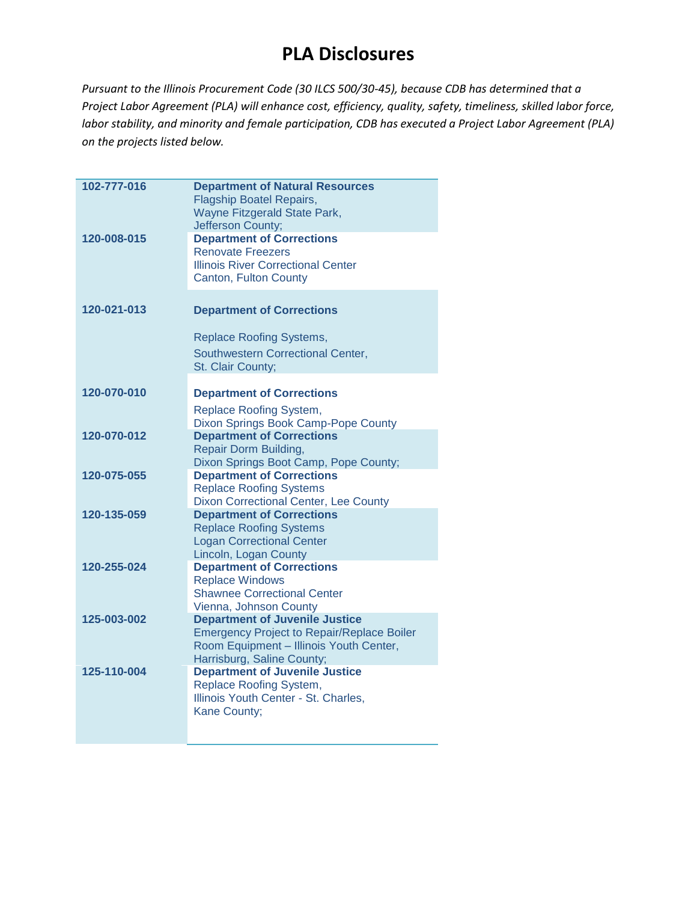# PLA Disclosures

*Pursuant to the Illinois Procurement Code (30 ILCS 500/30-45), because CDB has determined that a Project Labor Agreement (PLA) will enhance cost, efficiency, quality, safety, timeliness, skilled labor force, labor stability, and minority and female participation, CDB has executed a Project Labor Agreement (PLA) on the projects listed below.*

| | |
|---|---|
| **102-777-016** | **Department of Natural Resources**<br>Flagship Boatel Repairs,<br>Wayne Fitzgerald State Park,<br>Jefferson County; |
| **120-008-015** | **Department of Corrections**<br>Renovate Freezers<br>Illinois River Correctional Center<br>Canton, Fulton County |
| **120-021-013** | **Department of Corrections**<br>Replace Roofing Systems,<br>Southwestern Correctional Center,<br>St. Clair County; |
| **120-070-010** | **Department of Corrections**<br>Replace Roofing System,<br>Dixon Springs Book Camp-Pope County |
| **120-070-012** | **Department of Corrections**<br>Repair Dorm Building,<br>Dixon Springs Boot Camp, Pope County; |
| **120-075-055** | **Department of Corrections**<br>Replace Roofing Systems<br>Dixon Correctional Center, Lee County |
| **120-135-059** | **Department of Corrections**<br>Replace Roofing Systems<br>Logan Correctional Center<br>Lincoln, Logan County |
| **120-255-024** | **Department of Corrections**<br>Replace Windows<br>Shawnee Correctional Center<br>Vienna, Johnson County |
| **125-003-002** | **Department of Juvenile Justice**<br>Emergency Project to Repair/Replace Boiler Room Equipment – Illinois Youth Center,<br>Harrisburg, Saline County; |
| **125-110-004** | **Department of Juvenile Justice**<br>Replace Roofing System,<br>Illinois Youth Center - St. Charles,<br>Kane County; |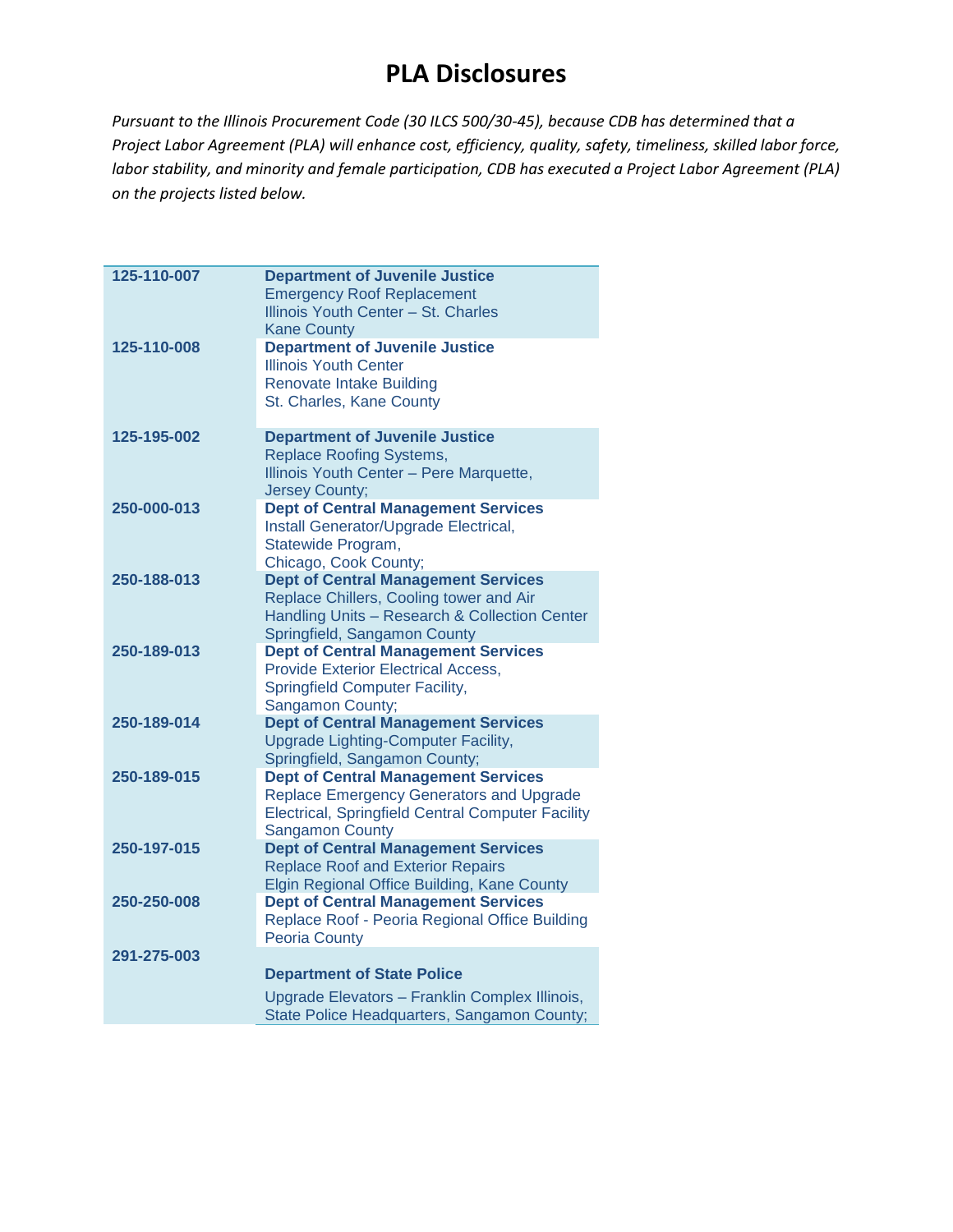# PLA Disclosures

*Pursuant to the Illinois Procurement Code (30 ILCS 500/30-45), because CDB has determined that a Project Labor Agreement (PLA) will enhance cost, efficiency, quality, safety, timeliness, skilled labor force, labor stability, and minority and female participation, CDB has executed a Project Labor Agreement (PLA) on the projects listed below.*

| | |
|---|---|
| **125-110-007** | **Department of Juvenile Justice**<br>Emergency Roof Replacement<br>Illinois Youth Center – St. Charles<br>Kane County |
| **125-110-008** | **Department of Juvenile Justice**<br>Illinois Youth Center<br>Renovate Intake Building<br>St. Charles, Kane County |
| **125-195-002** | **Department of Juvenile Justice**<br>Replace Roofing Systems,<br>Illinois Youth Center – Pere Marquette,<br>Jersey County; |
| **250-000-013** | **Dept of Central Management Services**<br>Install Generator/Upgrade Electrical,<br>Statewide Program,<br>Chicago, Cook County; |
| **250-188-013** | **Dept of Central Management Services**<br>Replace Chillers, Cooling tower and Air Handling Units – Research & Collection Center Springfield, Sangamon County |
| **250-189-013** | **Dept of Central Management Services**<br>Provide Exterior Electrical Access,<br>Springfield Computer Facility,<br>Sangamon County; |
| **250-189-014** | **Dept of Central Management Services**<br>Upgrade Lighting-Computer Facility,<br>Springfield, Sangamon County; |
| **250-189-015** | **Dept of Central Management Services**<br>Replace Emergency Generators and Upgrade Electrical, Springfield Central Computer Facility Sangamon County |
| **250-197-015** | **Dept of Central Management Services**<br>Replace Roof and Exterior Repairs<br>Elgin Regional Office Building, Kane County |
| **250-250-008** | **Dept of Central Management Services**<br>Replace Roof - Peoria Regional Office Building<br>Peoria County |
| **291-275-003** | **Department of State Police**<br>Upgrade Elevators – Franklin Complex Illinois, State Police Headquarters, Sangamon County; |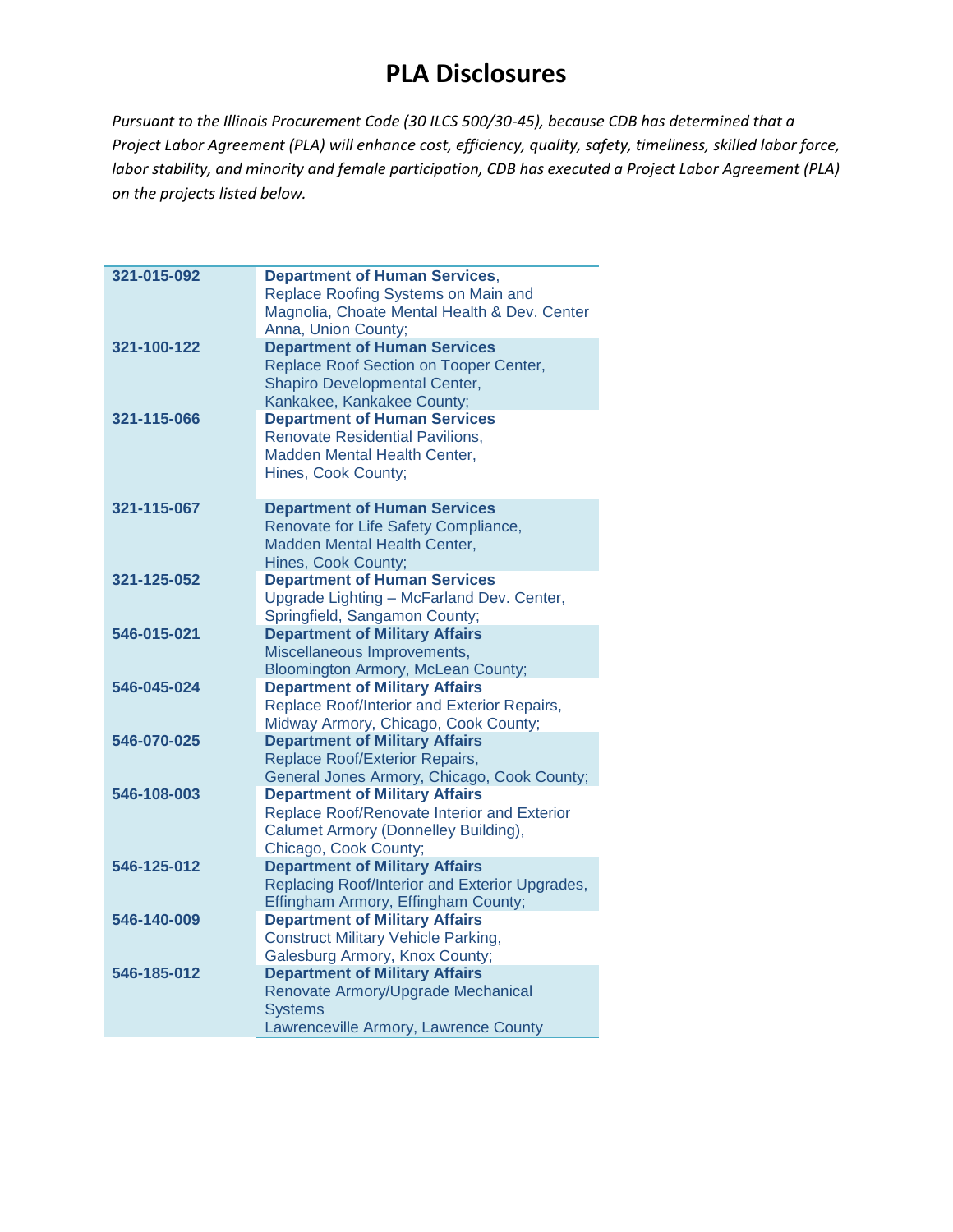# PLA Disclosures

*Pursuant to the Illinois Procurement Code (30 ILCS 500/30-45), because CDB has determined that a Project Labor Agreement (PLA) will enhance cost, efficiency, quality, safety, timeliness, skilled labor force, labor stability, and minority and female participation, CDB has executed a Project Labor Agreement (PLA) on the projects listed below.*

| | |
|---|---|
| **321-015-092** | **Department of Human Services**, Replace Roofing Systems on Main and Magnolia, Choate Mental Health & Dev. Center Anna, Union County; |
| **321-100-122** | **Department of Human Services** Replace Roof Section on Tooper Center, Shapiro Developmental Center, Kankakee, Kankakee County; |
| **321-115-066** | **Department of Human Services** Renovate Residential Pavilions, Madden Mental Health Center, Hines, Cook County; |
| **321-115-067** | **Department of Human Services** Renovate for Life Safety Compliance, Madden Mental Health Center, Hines, Cook County; |
| **321-125-052** | **Department of Human Services** Upgrade Lighting – McFarland Dev. Center, Springfield, Sangamon County; |
| **546-015-021** | **Department of Military Affairs** Miscellaneous Improvements, Bloomington Armory, McLean County; |
| **546-045-024** | **Department of Military Affairs** Replace Roof/Interior and Exterior Repairs, Midway Armory, Chicago, Cook County; |
| **546-070-025** | **Department of Military Affairs** Replace Roof/Exterior Repairs, General Jones Armory, Chicago, Cook County; |
| **546-108-003** | **Department of Military Affairs** Replace Roof/Renovate Interior and Exterior Calumet Armory (Donnelley Building), Chicago, Cook County; |
| **546-125-012** | **Department of Military Affairs** Replacing Roof/Interior and Exterior Upgrades, Effingham Armory, Effingham County; |
| **546-140-009** | **Department of Military Affairs** Construct Military Vehicle Parking, Galesburg Armory, Knox County; |
| **546-185-012** | **Department of Military Affairs** Renovate Armory/Upgrade Mechanical Systems Lawrenceville Armory, Lawrence County |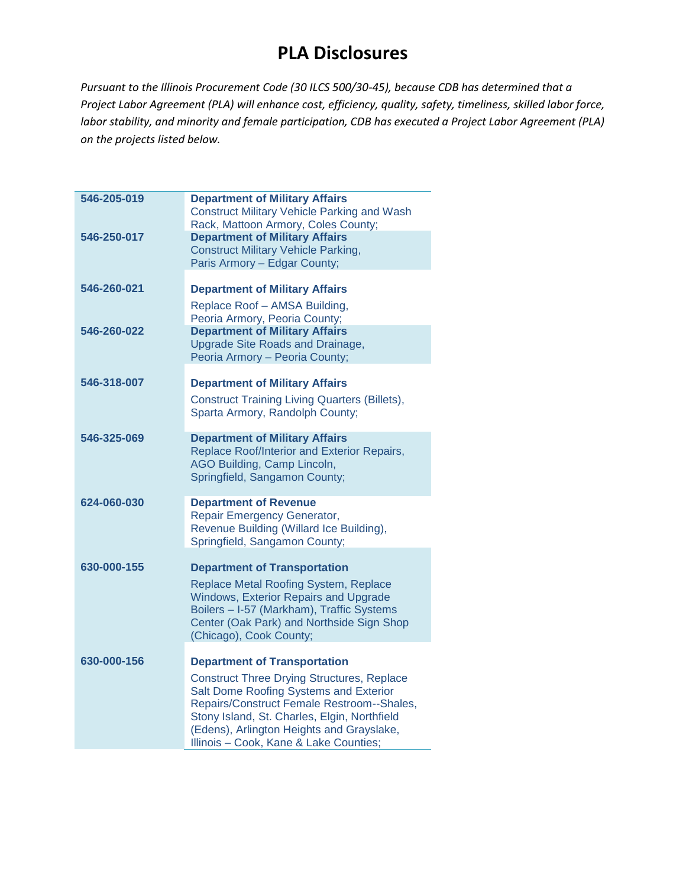# PLA Disclosures

*Pursuant to the Illinois Procurement Code (30 ILCS 500/30-45), because CDB has determined that a Project Labor Agreement (PLA) will enhance cost, efficiency, quality, safety, timeliness, skilled labor force, labor stability, and minority and female participation, CDB has executed a Project Labor Agreement (PLA) on the projects listed below.*

| | |
|---|---|
| **546-205-019** | **Department of Military Affairs**<br>Construct Military Vehicle Parking and Wash Rack, Mattoon Armory, Coles County; |
| **546-250-017** | **Department of Military Affairs**<br>Construct Military Vehicle Parking, Paris Armory – Edgar County; |
| **546-260-021** | **Department of Military Affairs**<br>Replace Roof – AMSA Building, Peoria Armory, Peoria County; |
| **546-260-022** | **Department of Military Affairs**<br>Upgrade Site Roads and Drainage, Peoria Armory – Peoria County; |
| **546-318-007** | **Department of Military Affairs**<br>Construct Training Living Quarters (Billets), Sparta Armory, Randolph County; |
| **546-325-069** | **Department of Military Affairs**<br>Replace Roof/Interior and Exterior Repairs, AGO Building, Camp Lincoln, Springfield, Sangamon County; |
| **624-060-030** | **Department of Revenue**<br>Repair Emergency Generator, Revenue Building (Willard Ice Building), Springfield, Sangamon County; |
| **630-000-155** | **Department of Transportation**<br>Replace Metal Roofing System, Replace Windows, Exterior Repairs and Upgrade Boilers – I-57 (Markham), Traffic Systems Center (Oak Park) and Northside Sign Shop (Chicago), Cook County; |
| **630-000-156** | **Department of Transportation**<br>Construct Three Drying Structures, Replace Salt Dome Roofing Systems and Exterior Repairs/Construct Female Restroom--Shales, Stony Island, St. Charles, Elgin, Northfield (Edens), Arlington Heights and Grayslake, Illinois – Cook, Kane & Lake Counties; |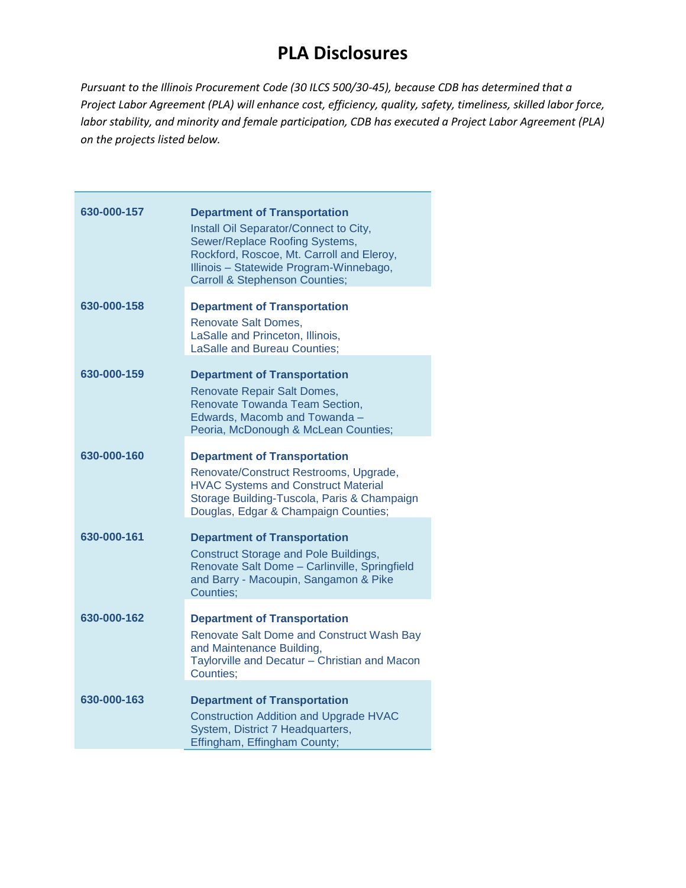# PLA Disclosures

*Pursuant to the Illinois Procurement Code (30 ILCS 500/30-45), because CDB has determined that a Project Labor Agreement (PLA) will enhance cost, efficiency, quality, safety, timeliness, skilled labor force, labor stability, and minority and female participation, CDB has executed a Project Labor Agreement (PLA) on the projects listed below.*

| | |
|---|---|
| **630-000-157** | **Department of Transportation**<br>Install Oil Separator/Connect to City, Sewer/Replace Roofing Systems, Rockford, Roscoe, Mt. Carroll and Eleroy, Illinois – Statewide Program-Winnebago, Carroll & Stephenson Counties; |
| **630-000-158** | **Department of Transportation**<br>Renovate Salt Domes, LaSalle and Princeton, Illinois, LaSalle and Bureau Counties; |
| **630-000-159** | **Department of Transportation**<br>Renovate Repair Salt Domes, Renovate Towanda Team Section, Edwards, Macomb and Towanda – Peoria, McDonough & McLean Counties; |
| **630-000-160** | **Department of Transportation**<br>Renovate/Construct Restrooms, Upgrade, HVAC Systems and Construct Material Storage Building-Tuscola, Paris & Champaign Douglas, Edgar & Champaign Counties; |
| **630-000-161** | **Department of Transportation**<br>Construct Storage and Pole Buildings, Renovate Salt Dome – Carlinville, Springfield and Barry - Macoupin, Sangamon & Pike Counties; |
| **630-000-162** | **Department of Transportation**<br>Renovate Salt Dome and Construct Wash Bay and Maintenance Building, Taylorville and Decatur – Christian and Macon Counties; |
| **630-000-163** | **Department of Transportation**<br>Construction Addition and Upgrade HVAC System, District 7 Headquarters, Effingham, Effingham County; |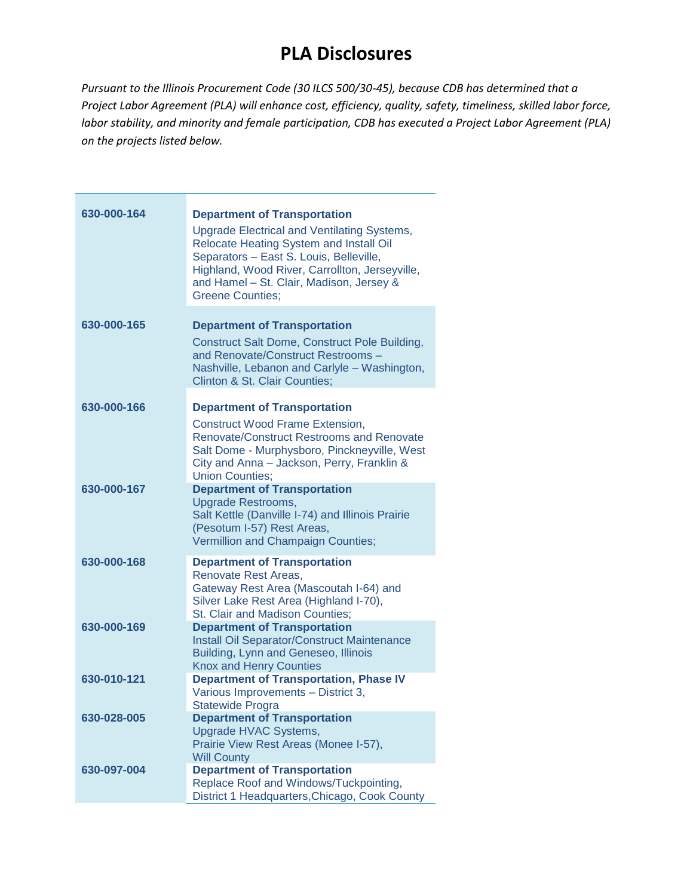# PLA Disclosures

*Pursuant to the Illinois Procurement Code (30 ILCS 500/30-45), because CDB has determined that a Project Labor Agreement (PLA) will enhance cost, efficiency, quality, safety, timeliness, skilled labor force, labor stability, and minority and female participation, CDB has executed a Project Labor Agreement (PLA) on the projects listed below.*

| | |
|---|---|
| **630-000-164** | **Department of Transportation**<br>Upgrade Electrical and Ventilating Systems, Relocate Heating System and Install Oil Separators – East S. Louis, Belleville, Highland, Wood River, Carrollton, Jerseyville, and Hamel – St. Clair, Madison, Jersey & Greene Counties; |
| **630-000-165** | **Department of Transportation**<br>Construct Salt Dome, Construct Pole Building, and Renovate/Construct Restrooms – Nashville, Lebanon and Carlyle – Washington, Clinton & St. Clair Counties; |
| **630-000-166** | **Department of Transportation**<br>Construct Wood Frame Extension, Renovate/Construct Restrooms and Renovate Salt Dome - Murphysboro, Pinckneyville, West City and Anna – Jackson, Perry, Franklin & Union Counties; |
| **630-000-167** | **Department of Transportation**<br>Upgrade Restrooms,<br>Salt Kettle (Danville I-74) and Illinois Prairie (Pesotum I-57) Rest Areas,<br>Vermillion and Champaign Counties; |
| **630-000-168** | **Department of Transportation**<br>Renovate Rest Areas,<br>Gateway Rest Area (Mascoutah I-64) and Silver Lake Rest Area (Highland I-70),<br>St. Clair and Madison Counties; |
| **630-000-169** | **Department of Transportation**<br>Install Oil Separator/Construct Maintenance Building, Lynn and Geneseo, Illinois<br>Knox and Henry Counties |
| **630-010-121** | **Department of Transportation, Phase IV**<br>Various Improvements – District 3,<br>Statewide Progra |
| **630-028-005** | **Department of Transportation**<br>Upgrade HVAC Systems,<br>Prairie View Rest Areas (Monee I-57),<br>Will County |
| **630-097-004** | **Department of Transportation**<br>Replace Roof and Windows/Tuckpointing,<br>District 1 Headquarters,Chicago, Cook County |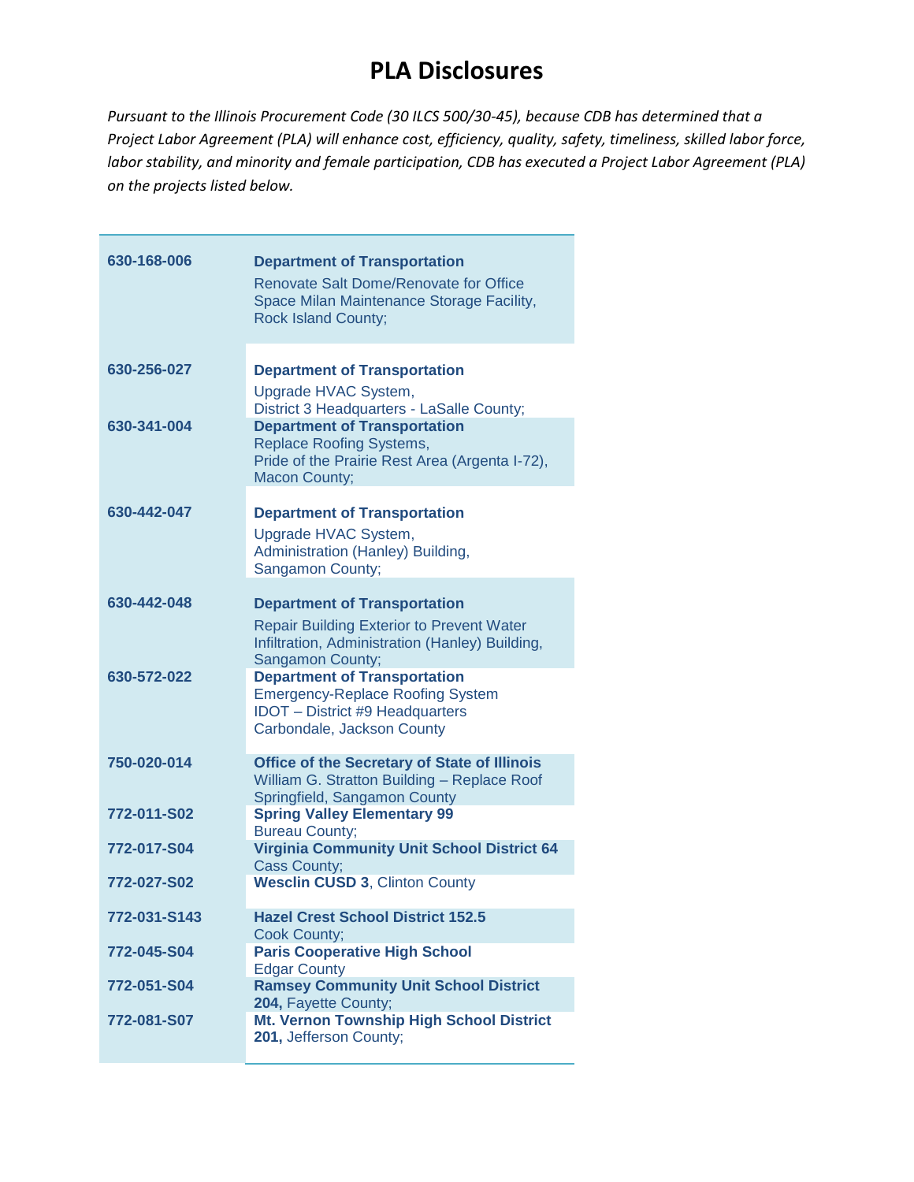# PLA Disclosures

*Pursuant to the Illinois Procurement Code (30 ILCS 500/30-45), because CDB has determined that a Project Labor Agreement (PLA) will enhance cost, efficiency, quality, safety, timeliness, skilled labor force, labor stability, and minority and female participation, CDB has executed a Project Labor Agreement (PLA) on the projects listed below.*

| | |
|---|---|
| **630-168-006** | **Department of Transportation**<br>Renovate Salt Dome/Renovate for Office Space Milan Maintenance Storage Facility, Rock Island County; |
| **630-256-027** | **Department of Transportation**<br>Upgrade HVAC System,<br>District 3 Headquarters - LaSalle County; |
| **630-341-004** | **Department of Transportation**<br>Replace Roofing Systems,<br>Pride of the Prairie Rest Area (Argenta I-72),<br>Macon County; |
| **630-442-047** | **Department of Transportation**<br>Upgrade HVAC System,<br>Administration (Hanley) Building,<br>Sangamon County; |
| **630-442-048** | **Department of Transportation**<br>Repair Building Exterior to Prevent Water Infiltration, Administration (Hanley) Building, Sangamon County; |
| **630-572-022** | **Department of Transportation**<br>Emergency-Replace Roofing System<br>IDOT – District #9 Headquarters<br>Carbondale, Jackson County |
| **750-020-014** | **Office of the Secretary of State of Illinois**<br>William G. Stratton Building – Replace Roof<br>Springfield, Sangamon County |
| **772-011-S02** | **Spring Valley Elementary 99**<br>Bureau County; |
| **772-017-S04** | **Virginia Community Unit School District 64**<br>Cass County; |
| **772-027-S02** | **Wesclin CUSD 3**, Clinton County |
| **772-031-S143** | **Hazel Crest School District 152.5**<br>Cook County; |
| **772-045-S04** | **Paris Cooperative High School**<br>Edgar County |
| **772-051-S04** | **Ramsey Community Unit School District 204,** Fayette County; |
| **772-081-S07** | **Mt. Vernon Township High School District 201,** Jefferson County; |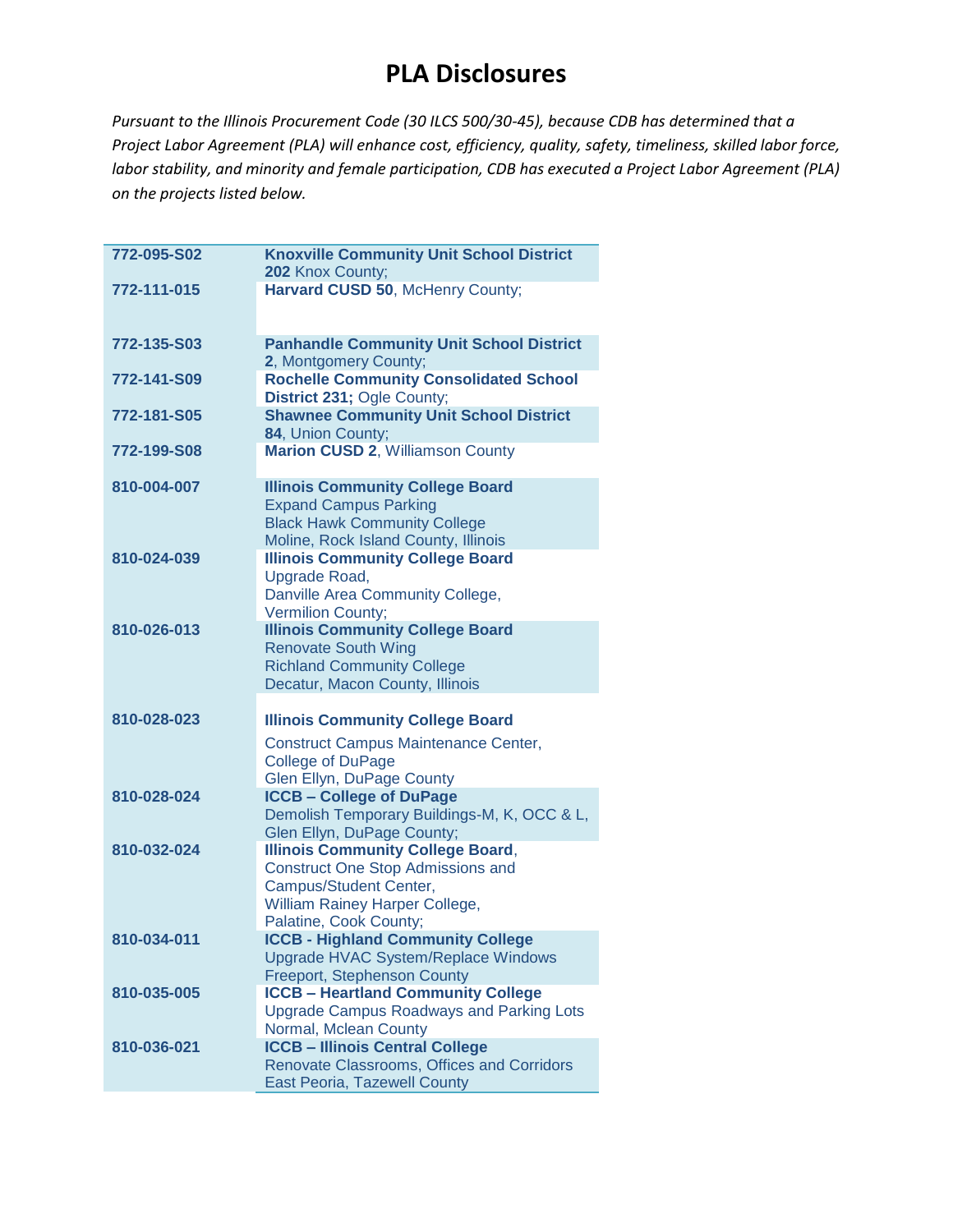# PLA Disclosures

*Pursuant to the Illinois Procurement Code (30 ILCS 500/30-45), because CDB has determined that a Project Labor Agreement (PLA) will enhance cost, efficiency, quality, safety, timeliness, skilled labor force, labor stability, and minority and female participation, CDB has executed a Project Labor Agreement (PLA) on the projects listed below.*

| | |
|---|---|
| **772-095-S02** | **Knoxville Community Unit School District 202** Knox County; |
| **772-111-015** | **Harvard CUSD 50**, McHenry County; |
| **772-135-S03** | **Panhandle Community Unit School District 2**, Montgomery County; |
| **772-141-S09** | **Rochelle Community Consolidated School District 231;** Ogle County; |
| **772-181-S05** | **Shawnee Community Unit School District 84**, Union County; |
| **772-199-S08** | **Marion CUSD 2**, Williamson County |
| **810-004-007** | **Illinois Community College Board**<br>Expand Campus Parking<br>Black Hawk Community College<br>Moline, Rock Island County, Illinois |
| **810-024-039** | **Illinois Community College Board**<br>Upgrade Road,<br>Danville Area Community College,<br>Vermilion County; |
| **810-026-013** | **Illinois Community College Board**<br>Renovate South Wing<br>Richland Community College<br>Decatur, Macon County, Illinois |
| **810-028-023** | **Illinois Community College Board**<br>Construct Campus Maintenance Center,<br>College of DuPage<br>Glen Ellyn, DuPage County |
| **810-028-024** | **ICCB – College of DuPage**<br>Demolish Temporary Buildings-M, K, OCC & L,<br>Glen Ellyn, DuPage County; |
| **810-032-024** | **Illinois Community College Board**,<br>Construct One Stop Admissions and<br>Campus/Student Center,<br>William Rainey Harper College,<br>Palatine, Cook County; |
| **810-034-011** | **ICCB - Highland Community College**<br>Upgrade HVAC System/Replace Windows<br>Freeport, Stephenson County |
| **810-035-005** | **ICCB – Heartland Community College**<br>Upgrade Campus Roadways and Parking Lots<br>Normal, Mclean County |
| **810-036-021** | **ICCB – Illinois Central College**<br>Renovate Classrooms, Offices and Corridors<br>East Peoria, Tazewell County |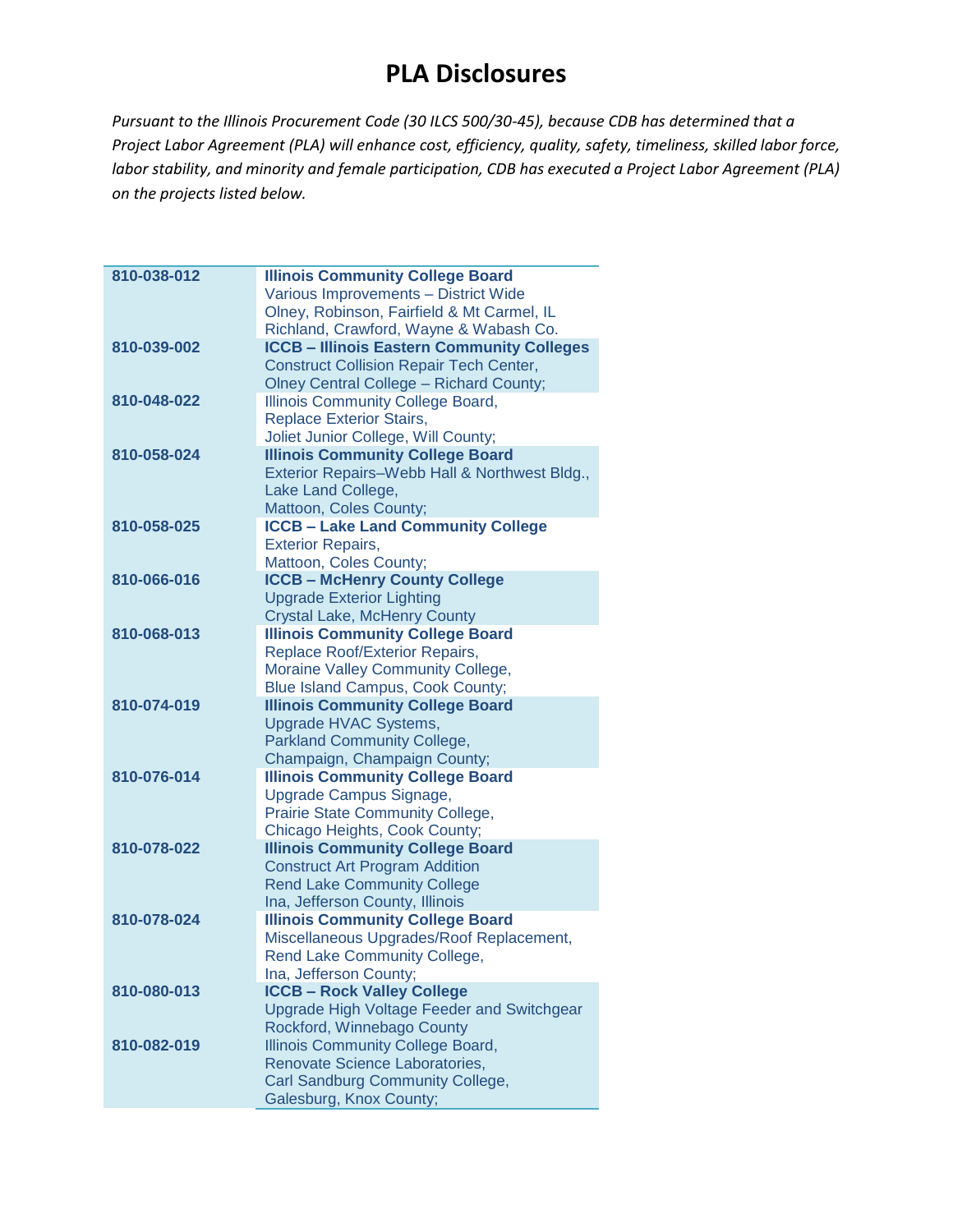# PLA Disclosures

*Pursuant to the Illinois Procurement Code (30 ILCS 500/30-45), because CDB has determined that a Project Labor Agreement (PLA) will enhance cost, efficiency, quality, safety, timeliness, skilled labor force, labor stability, and minority and female participation, CDB has executed a Project Labor Agreement (PLA) on the projects listed below.*

| | |
|---|---|
| **810-038-012** | **Illinois Community College Board**<br>Various Improvements – District Wide<br>Olney, Robinson, Fairfield & Mt Carmel, IL<br>Richland, Crawford, Wayne & Wabash Co. |
| **810-039-002** | **ICCB – Illinois Eastern Community Colleges**<br>Construct Collision Repair Tech Center,<br>Olney Central College – Richard County; |
| **810-048-022** | Illinois Community College Board,<br>Replace Exterior Stairs,<br>Joliet Junior College, Will County; |
| **810-058-024** | **Illinois Community College Board**<br>Exterior Repairs–Webb Hall & Northwest Bldg.,<br>Lake Land College,<br>Mattoon, Coles County; |
| **810-058-025** | **ICCB – Lake Land Community College**<br>Exterior Repairs,<br>Mattoon, Coles County; |
| **810-066-016** | **ICCB – McHenry County College**<br>Upgrade Exterior Lighting<br>Crystal Lake, McHenry County |
| **810-068-013** | **Illinois Community College Board**<br>Replace Roof/Exterior Repairs,<br>Moraine Valley Community College,<br>Blue Island Campus, Cook County; |
| **810-074-019** | **Illinois Community College Board**<br>Upgrade HVAC Systems,<br>Parkland Community College,<br>Champaign, Champaign County; |
| **810-076-014** | **Illinois Community College Board**<br>Upgrade Campus Signage,<br>Prairie State Community College,<br>Chicago Heights, Cook County; |
| **810-078-022** | **Illinois Community College Board**<br>Construct Art Program Addition<br>Rend Lake Community College<br>Ina, Jefferson County, Illinois |
| **810-078-024** | **Illinois Community College Board**<br>Miscellaneous Upgrades/Roof Replacement,<br>Rend Lake Community College,<br>Ina, Jefferson County; |
| **810-080-013** | **ICCB – Rock Valley College**<br>Upgrade High Voltage Feeder and Switchgear<br>Rockford, Winnebago County |
| **810-082-019** | Illinois Community College Board,<br>Renovate Science Laboratories,<br>Carl Sandburg Community College,<br>Galesburg, Knox County; |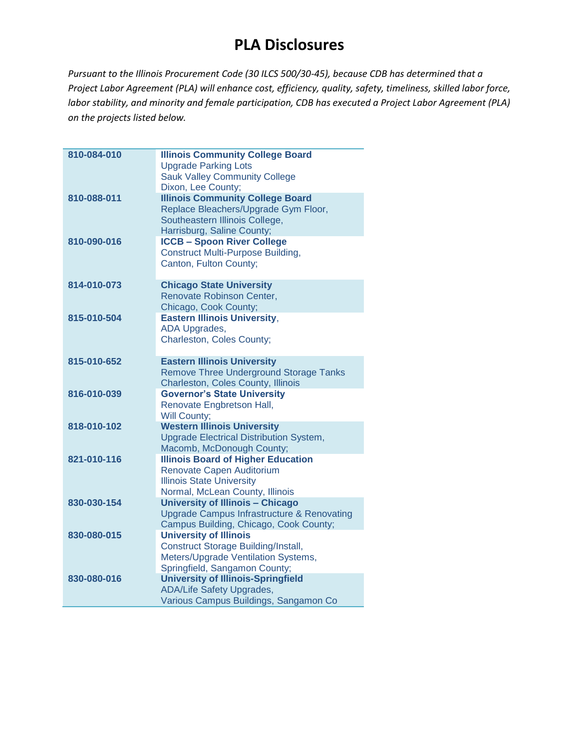# PLA Disclosures

*Pursuant to the Illinois Procurement Code (30 ILCS 500/30-45), because CDB has determined that a Project Labor Agreement (PLA) will enhance cost, efficiency, quality, safety, timeliness, skilled labor force, labor stability, and minority and female participation, CDB has executed a Project Labor Agreement (PLA) on the projects listed below.*

| | |
|---|---|
| **810-084-010** | **Illinois Community College Board**<br>Upgrade Parking Lots<br>Sauk Valley Community College<br>Dixon, Lee County; |
| **810-088-011** | **Illinois Community College Board**<br>Replace Bleachers/Upgrade Gym Floor,<br>Southeastern Illinois College,<br>Harrisburg, Saline County; |
| **810-090-016** | **ICCB – Spoon River College**<br>Construct Multi-Purpose Building,<br>Canton, Fulton County; |
| **814-010-073** | **Chicago State University**<br>Renovate Robinson Center,<br>Chicago, Cook County; |
| **815-010-504** | **Eastern Illinois University**,<br>ADA Upgrades,<br>Charleston, Coles County; |
| **815-010-652** | **Eastern Illinois University**<br>Remove Three Underground Storage Tanks<br>Charleston, Coles County, Illinois |
| **816-010-039** | **Governor's State University**<br>Renovate Engbretson Hall,<br>Will County; |
| **818-010-102** | **Western Illinois University**<br>Upgrade Electrical Distribution System,<br>Macomb, McDonough County; |
| **821-010-116** | **Illinois Board of Higher Education**<br>Renovate Capen Auditorium<br>Illinois State University<br>Normal, McLean County, Illinois |
| **830-030-154** | **University of Illinois – Chicago**<br>Upgrade Campus Infrastructure & Renovating<br>Campus Building, Chicago, Cook County; |
| **830-080-015** | **University of Illinois**<br>Construct Storage Building/Install,<br>Meters/Upgrade Ventilation Systems,<br>Springfield, Sangamon County; |
| **830-080-016** | **University of Illinois-Springfield**<br>ADA/Life Safety Upgrades,<br>Various Campus Buildings, Sangamon Co |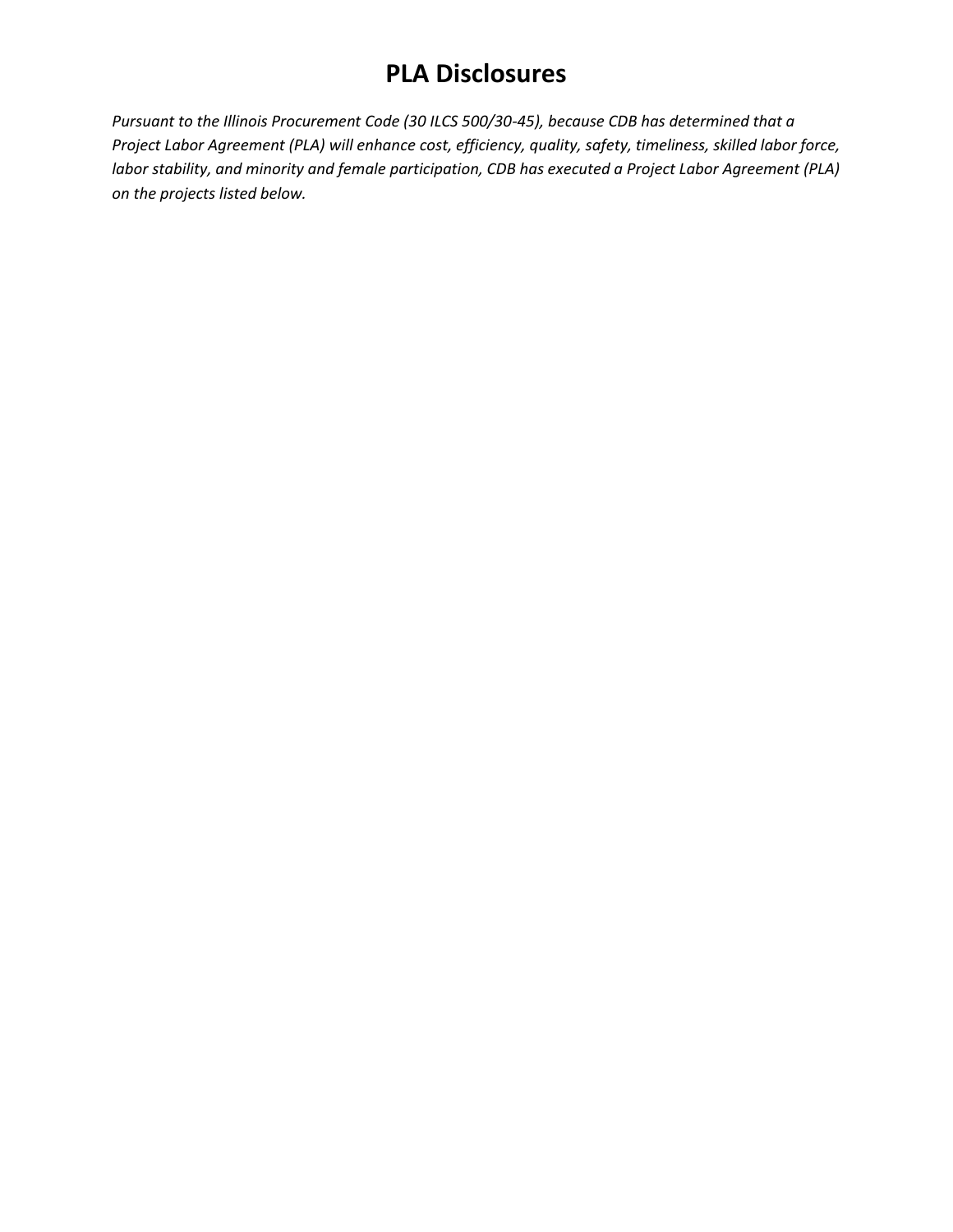# PLA Disclosures

*Pursuant to the Illinois Procurement Code (30 ILCS 500/30-45), because CDB has determined that a Project Labor Agreement (PLA) will enhance cost, efficiency, quality, safety, timeliness, skilled labor force, labor stability, and minority and female participation, CDB has executed a Project Labor Agreement (PLA) on the projects listed below.*